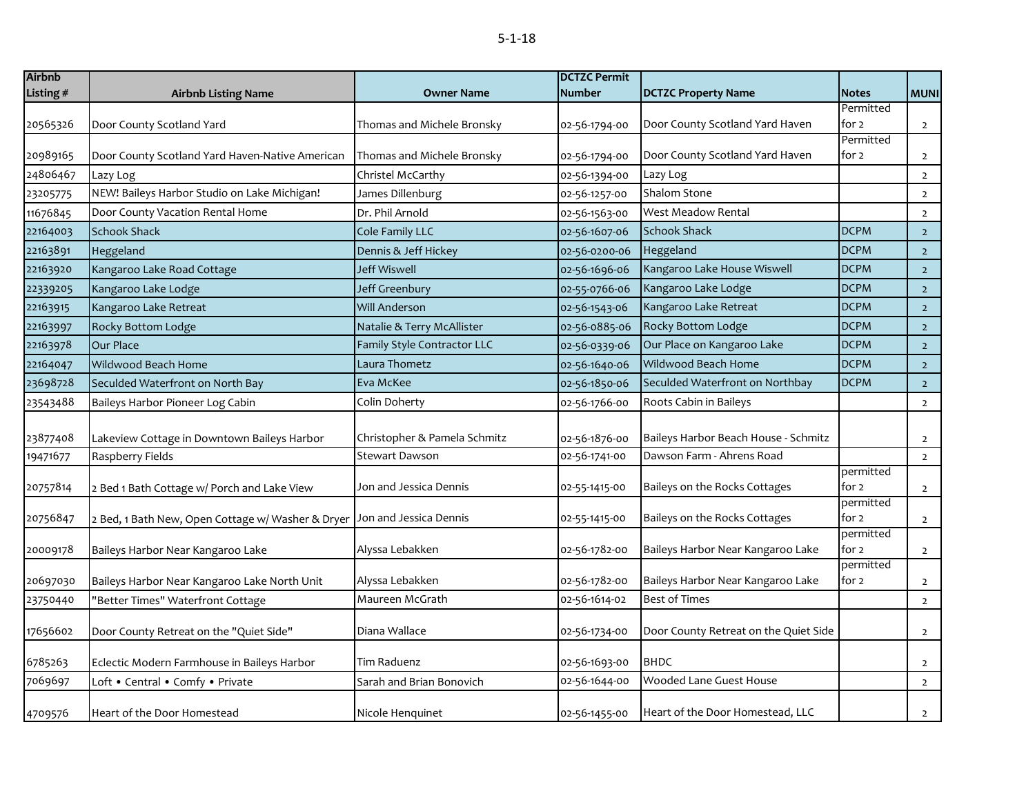5-1-18

| Airbnb Listing # | Airbnb Listing Name | Owner Name | DCTZC Permit Number | DCTZC Property Name | Notes | MUNI |
|---|---|---|---|---|---|---|
| 20565326 | Door County Scotland Yard | Thomas and Michele Bronsky | 02-56-1794-00 | Door County Scotland Yard Haven | Permitted for 2 | 2 |
| 20989165 | Door County Scotland Yard Haven-Native American | Thomas and Michele Bronsky | 02-56-1794-00 | Door County Scotland Yard Haven | Permitted for 2 | 2 |
| 24806467 | Lazy Log | Christel McCarthy | 02-56-1394-00 | Lazy Log | | 2 |
| 23205775 | NEW! Baileys Harbor Studio on Lake Michigan! | James Dillenburg | 02-56-1257-00 | Shalom Stone | | 2 |
| 11676845 | Door County Vacation Rental Home | Dr. Phil Arnold | 02-56-1563-00 | West Meadow Rental | | 2 |
| 22164003 | Schook Shack | Cole Family LLC | 02-56-1607-06 | Schook Shack | DCPM | 2 |
| 22163891 | Heggeland | Dennis & Jeff Hickey | 02-56-0200-06 | Heggeland | DCPM | 2 |
| 22163920 | Kangaroo Lake Road Cottage | Jeff Wiswell | 02-56-1696-06 | Kangaroo Lake House Wiswell | DCPM | 2 |
| 22339205 | Kangaroo Lake Lodge | Jeff Greenbury | 02-55-0766-06 | Kangaroo Lake Lodge | DCPM | 2 |
| 22163915 | Kangaroo Lake Retreat | Will Anderson | 02-56-1543-06 | Kangaroo Lake Retreat | DCPM | 2 |
| 22163997 | Rocky Bottom Lodge | Natalie & Terry McAllister | 02-56-0885-06 | Rocky Bottom Lodge | DCPM | 2 |
| 22163978 | Our Place | Family Style Contractor LLC | 02-56-0339-06 | Our Place on Kangaroo Lake | DCPM | 2 |
| 22164047 | Wildwood Beach Home | Laura Thometz | 02-56-1640-06 | Wildwood Beach Home | DCPM | 2 |
| 23698728 | Seculded Waterfront on North Bay | Eva McKee | 02-56-1850-06 | Seculded Waterfront on Northbay | DCPM | 2 |
| 23543488 | Baileys Harbor Pioneer Log Cabin | Colin Doherty | 02-56-1766-00 | Roots Cabin in Baileys | | 2 |
| 23877408 | Lakeview Cottage in Downtown Baileys Harbor | Christopher & Pamela Schmitz | 02-56-1876-00 | Baileys Harbor Beach House - Schmitz | | 2 |
| 19471677 | Raspberry Fields | Stewart Dawson | 02-56-1741-00 | Dawson Farm - Ahrens Road | | 2 |
| 20757814 | 2 Bed 1 Bath Cottage w/ Porch and Lake View | Jon and Jessica Dennis | 02-55-1415-00 | Baileys on the Rocks Cottages | permitted for 2 | 2 |
| 20756847 | 2 Bed, 1 Bath New, Open Cottage w/ Washer & Dryer | Jon and Jessica Dennis | 02-55-1415-00 | Baileys on the Rocks Cottages | permitted for 2 | 2 |
| 20009178 | Baileys Harbor Near Kangaroo Lake | Alyssa Lebakken | 02-56-1782-00 | Baileys Harbor Near Kangaroo Lake | permitted for 2 | 2 |
| 20697030 | Baileys Harbor Near Kangaroo Lake North Unit | Alyssa Lebakken | 02-56-1782-00 | Baileys Harbor Near Kangaroo Lake | permitted for 2 | 2 |
| 23750440 | "Better Times" Waterfront Cottage | Maureen McGrath | 02-56-1614-02 | Best of Times | | 2 |
| 17656602 | Door County Retreat on the "Quiet Side" | Diana Wallace | 02-56-1734-00 | Door County Retreat on the Quiet Side | | 2 |
| 6785263 | Eclectic Modern Farmhouse in Baileys Harbor | Tim Raduenz | 02-56-1693-00 | BHDC | | 2 |
| 7069697 | Loft • Central • Comfy • Private | Sarah and Brian Bonovich | 02-56-1644-00 | Wooded Lane Guest House | | 2 |
| 4709576 | Heart of the Door Homestead | Nicole Henquinet | 02-56-1455-00 | Heart of the Door Homestead, LLC | | 2 |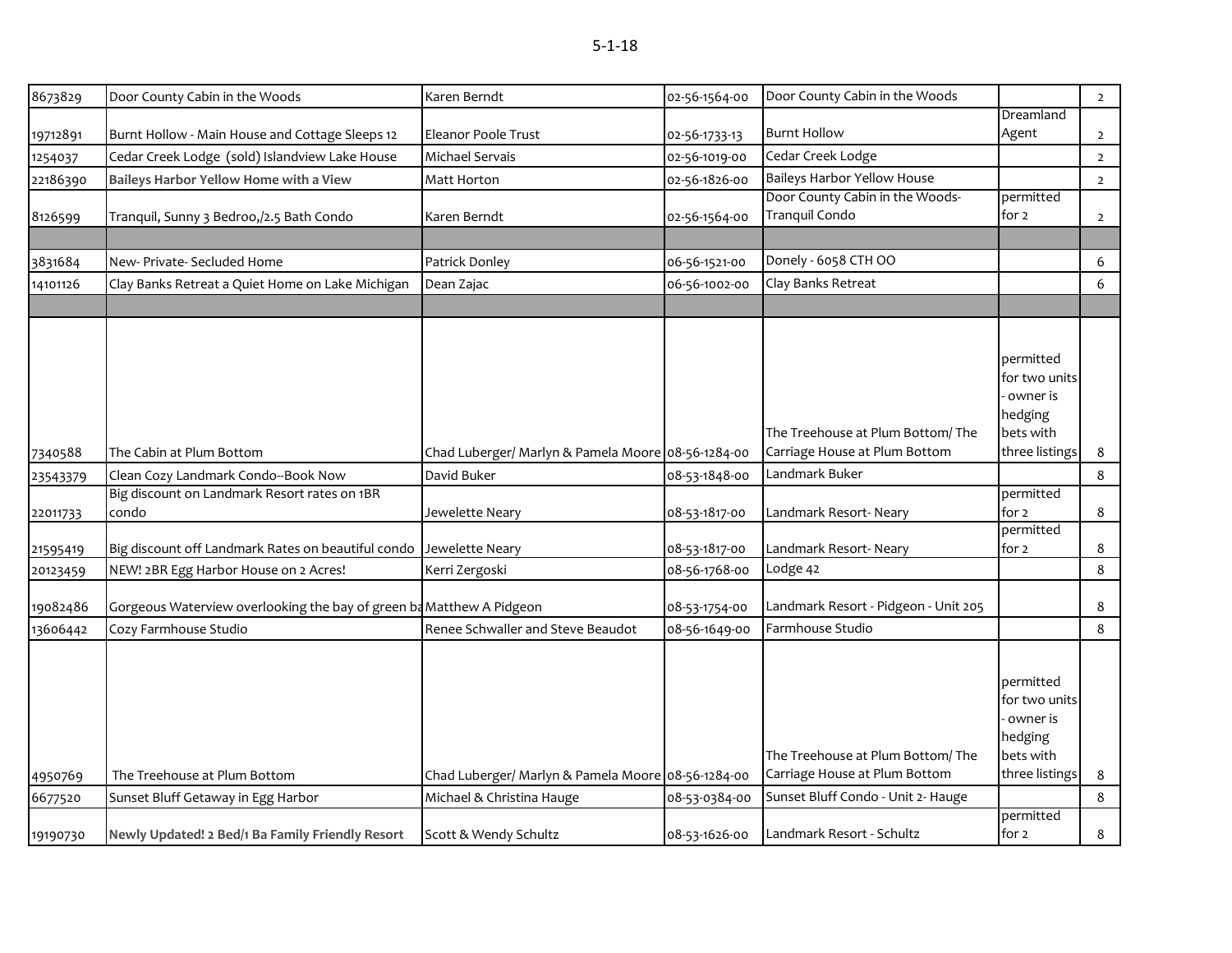| 8673829 | Door County Cabin in the Woods | Karen Berndt | 02-56-1564-00 | Door County Cabin in the Woods | | 2 |
|---|---|---|---|---|---|---|
| 19712891 | Burnt Hollow - Main House and Cottage Sleeps 12 | Eleanor Poole Trust | 02-56-1733-13 | Burnt Hollow | Dreamland Agent | 2 |
| 1254037 | Cedar Creek Lodge (sold) Islandview Lake House | Michael Servais | 02-56-1019-00 | Cedar Creek Lodge | | 2 |
| 22186390 | **Baileys Harbor Yellow Home with a View** | Matt Horton | 02-56-1826-00 | Baileys Harbor Yellow House | | 2 |
| 8126599 | Tranquil, Sunny 3 Bedroo,/2.5 Bath Condo | Karen Berndt | 02-56-1564-00 | Door County Cabin in the Woods- Tranquil Condo | permitted for 2 | 2 |
| | | | | | | |
| 3831684 | New- Private- Secluded Home | Patrick Donley | 06-56-1521-00 | Donely - 6058 CTH OO | | 6 |
| 14101126 | Clay Banks Retreat a Quiet Home on Lake Michigan | Dean Zajac | 06-56-1002-00 | Clay Banks Retreat | | 6 |
| | | | | | | |
| 7340588 | The Cabin at Plum Bottom | Chad Luberger/ Marlyn & Pamela Moore | 08-56-1284-00 | The Treehouse at Plum Bottom/ The Carriage House at Plum Bottom | permitted for two units - owner is hedging bets with three listings | 8 |
| 23543379 | Clean Cozy Landmark Condo--Book Now | David Buker | 08-53-1848-00 | Landmark Buker | | 8 |
| 22011733 | Big discount on Landmark Resort rates on 1BR condo | Jewelette Neary | 08-53-1817-00 | Landmark Resort- Neary | permitted for 2 | 8 |
| 21595419 | Big discount off Landmark Rates on beautiful condo | Jewelette Neary | 08-53-1817-00 | Landmark Resort- Neary | permitted for 2 | 8 |
| 20123459 | NEW! 2BR Egg Harbor House on 2 Acres! | Kerri Zergoski | 08-56-1768-00 | Lodge 42 | | 8 |
| 19082486 | Gorgeous Waterview overlooking the bay of green ba | Matthew A Pidgeon | 08-53-1754-00 | Landmark Resort - Pidgeon - Unit 205 | | 8 |
| 13606442 | Cozy Farmhouse Studio | Renee Schwaller and Steve Beaudot | 08-56-1649-00 | Farmhouse Studio | | 8 |
| 4950769 | The Treehouse at Plum Bottom | Chad Luberger/ Marlyn & Pamela Moore | 08-56-1284-00 | The Treehouse at Plum Bottom/ The Carriage House at Plum Bottom | permitted for two units - owner is hedging bets with three listings | 8 |
| 6677520 | Sunset Bluff Getaway in Egg Harbor | Michael & Christina Hauge | 08-53-0384-00 | Sunset Bluff Condo - Unit 2- Hauge | | 8 |
| 19190730 | **Newly Updated! 2 Bed/1 Ba Family Friendly Resort** | Scott & Wendy Schultz | 08-53-1626-00 | Landmark Resort - Schultz | permitted for 2 | 8 |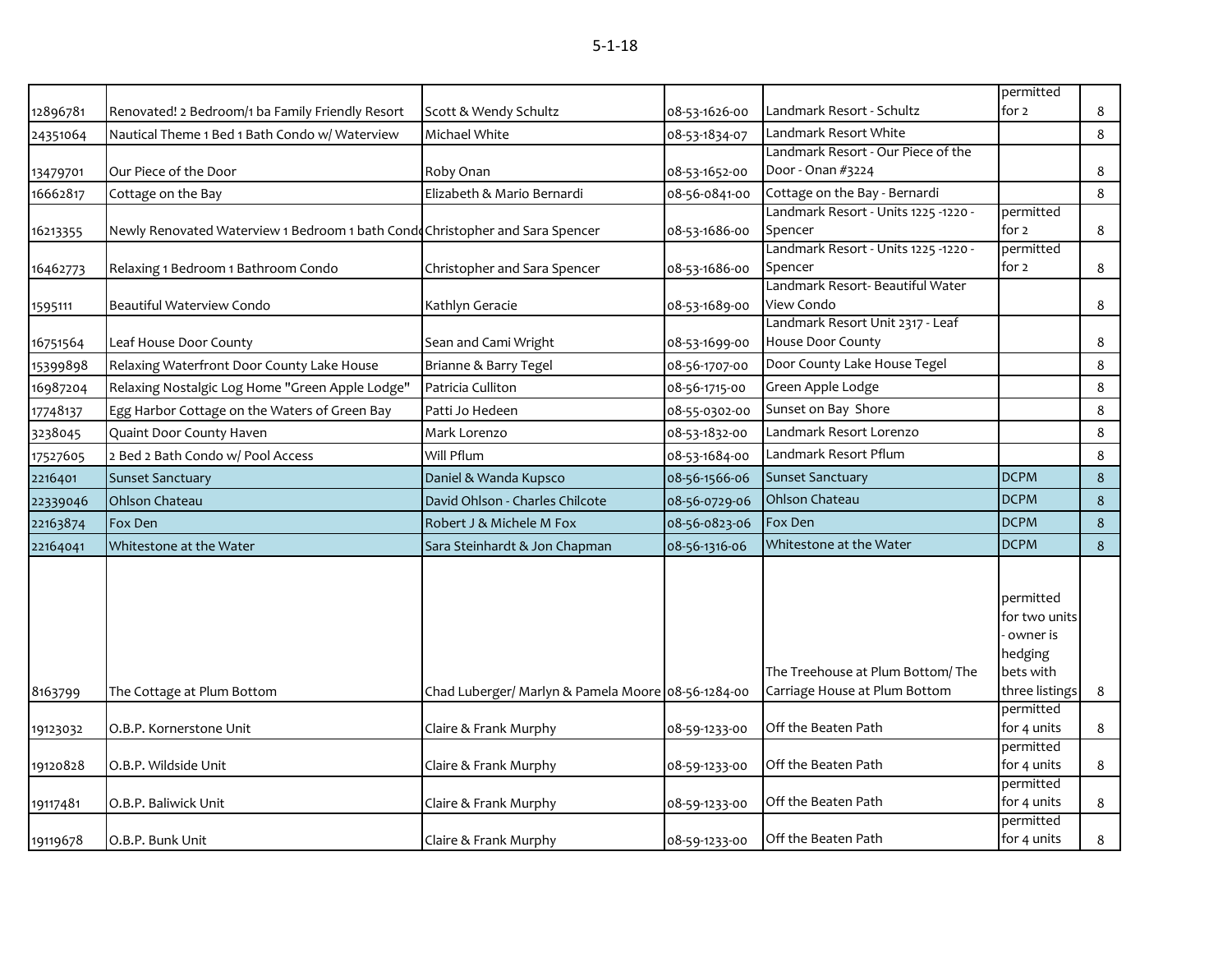5-1-18

| | | | | | | |
|---|---|---|---|---|---|---|
| 12896781 | Renovated! 2 Bedroom/1 ba Family Friendly Resort | Scott & Wendy Schultz | 08-53-1626-00 | Landmark Resort - Schultz | permitted for 2 | 8 |
| 24351064 | Nautical Theme 1 Bed 1 Bath Condo w/ Waterview | Michael White | 08-53-1834-07 | Landmark Resort White | | 8 |
| 13479701 | Our Piece of the Door | Roby Onan | 08-53-1652-00 | Landmark Resort - Our Piece of the Door - Onan #3224 | | 8 |
| 16662817 | Cottage on the Bay | Elizabeth & Mario Bernardi | 08-56-0841-00 | Cottage on the Bay - Bernardi | | 8 |
| 16213355 | Newly Renovated Waterview 1 Bedroom 1 bath Condo | Christopher and Sara Spencer | 08-53-1686-00 | Landmark Resort - Units 1225 -1220 - Spencer | permitted for 2 | 8 |
| 16462773 | Relaxing 1 Bedroom 1 Bathroom Condo | Christopher and Sara Spencer | 08-53-1686-00 | Landmark Resort - Units 1225 -1220 - Spencer | permitted for 2 | 8 |
| 1595111 | Beautiful Waterview Condo | Kathlyn Geracie | 08-53-1689-00 | Landmark Resort- Beautiful Water View Condo | | 8 |
| 16751564 | Leaf House Door County | Sean and Cami Wright | 08-53-1699-00 | Landmark Resort Unit 2317 - Leaf House Door County | | 8 |
| 15399898 | Relaxing Waterfront Door County Lake House | Brianne & Barry Tegel | 08-56-1707-00 | Door County Lake House Tegel | | 8 |
| 16987204 | Relaxing Nostalgic Log Home "Green Apple Lodge" | Patricia Culliton | 08-56-1715-00 | Green Apple Lodge | | 8 |
| 17748137 | Egg Harbor Cottage on the Waters of Green Bay | Patti Jo Hedeen | 08-55-0302-00 | Sunset on Bay Shore | | 8 |
| 3238045 | Quaint Door County Haven | Mark Lorenzo | 08-53-1832-00 | Landmark Resort Lorenzo | | 8 |
| 17527605 | 2 Bed 2 Bath Condo w/ Pool Access | Will Pflum | 08-53-1684-00 | Landmark Resort Pflum | | 8 |
| 2216401 | Sunset Sanctuary | Daniel & Wanda Kupsco | 08-56-1566-06 | Sunset Sanctuary | DCPM | 8 |
| 22339046 | Ohlson Chateau | David Ohlson - Charles Chilcote | 08-56-0729-06 | Ohlson Chateau | DCPM | 8 |
| 22163874 | Fox Den | Robert J & Michele M Fox | 08-56-0823-06 | Fox Den | DCPM | 8 |
| 22164041 | Whitestone at the Water | Sara Steinhardt & Jon Chapman | 08-56-1316-06 | Whitestone at the Water | DCPM | 8 |
| 8163799 | The Cottage at Plum Bottom | Chad Luberger/ Marlyn & Pamela Moore | 08-56-1284-00 | The Treehouse at Plum Bottom/ The Carriage House at Plum Bottom | permitted for two units - owner is hedging bets with three listings | 8 |
| 19123032 | O.B.P. Kornerstone Unit | Claire & Frank Murphy | 08-59-1233-00 | Off the Beaten Path | permitted for 4 units | 8 |
| 19120828 | O.B.P. Wildside Unit | Claire & Frank Murphy | 08-59-1233-00 | Off the Beaten Path | permitted for 4 units | 8 |
| 19117481 | O.B.P. Baliwick Unit | Claire & Frank Murphy | 08-59-1233-00 | Off the Beaten Path | permitted for 4 units | 8 |
| 19119678 | O.B.P. Bunk Unit | Claire & Frank Murphy | 08-59-1233-00 | Off the Beaten Path | permitted for 4 units | 8 |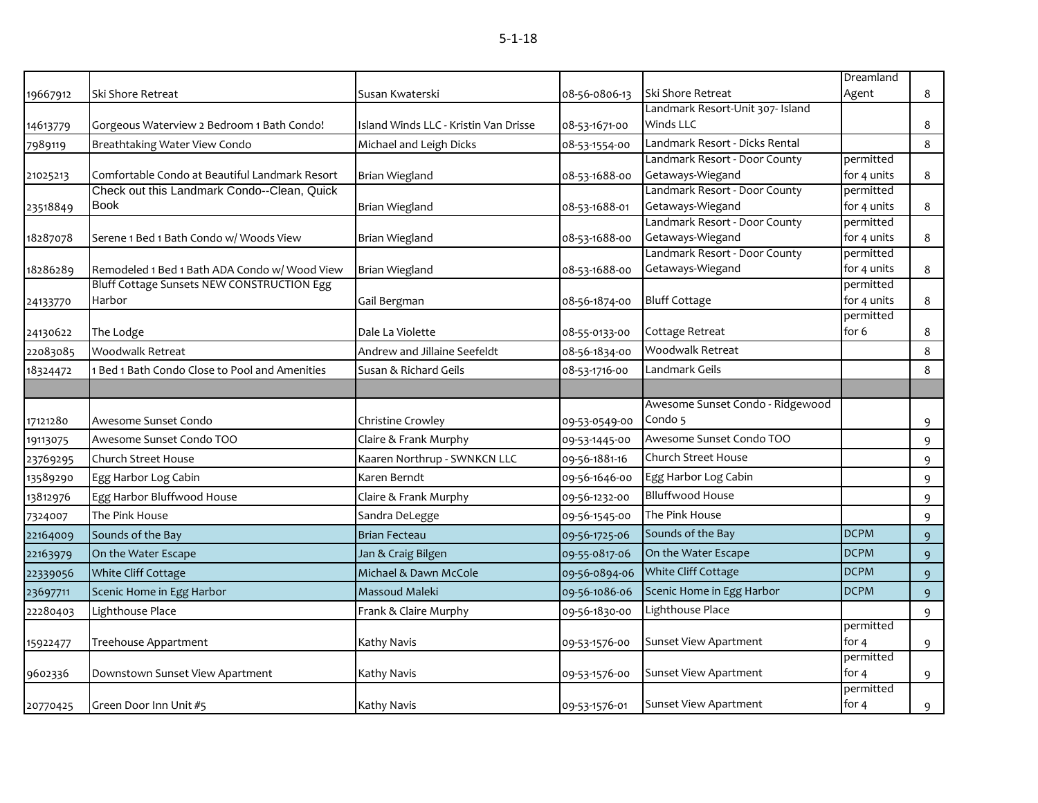| | | | | | | |
|---|---|---|---|---|---|---|
| 19667912 | Ski Shore Retreat | Susan Kwaterski | 08-56-0806-13 | Ski Shore Retreat | Dreamland Agent | 8 |
| 14613779 | Gorgeous Waterview 2 Bedroom 1 Bath Condo! | Island Winds LLC - Kristin Van Drisse | 08-53-1671-00 | Landmark Resort-Unit 307- Island Winds LLC | | 8 |
| 7989119 | Breathtaking Water View Condo | Michael and Leigh Dicks | 08-53-1554-00 | Landmark Resort - Dicks Rental | | 8 |
| 21025213 | Comfortable Condo at Beautiful Landmark Resort | Brian Wiegland | 08-53-1688-00 | Landmark Resort - Door County Getaways-Wiegand | permitted for 4 units | 8 |
| 23518849 | Check out this Landmark Condo--Clean, Quick Book | Brian Wiegland | 08-53-1688-01 | Landmark Resort - Door County Getaways-Wiegand | permitted for 4 units | 8 |
| 18287078 | Serene 1 Bed 1 Bath Condo w/ Woods View | Brian Wiegland | 08-53-1688-00 | Landmark Resort - Door County Getaways-Wiegand | permitted for 4 units | 8 |
| 18286289 | Remodeled 1 Bed 1 Bath ADA Condo w/ Wood View | Brian Wiegland | 08-53-1688-00 | Landmark Resort - Door County Getaways-Wiegand | permitted for 4 units | 8 |
| 24133770 | Bluff Cottage Sunsets NEW CONSTRUCTION Egg Harbor | Gail Bergman | 08-56-1874-00 | Bluff Cottage | permitted for 4 units | 8 |
| 24130622 | The Lodge | Dale La Violette | 08-55-0133-00 | Cottage Retreat | permitted for 6 | 8 |
| 22083085 | Woodwalk Retreat | Andrew and Jillaine Seefeldt | 08-56-1834-00 | Woodwalk Retreat | | 8 |
| 18324472 | 1 Bed 1 Bath Condo Close to Pool and Amenities | Susan & Richard Geils | 08-53-1716-00 | Landmark Geils | | 8 |
| | | | | | | |
| 17121280 | Awesome Sunset Condo | Christine Crowley | 09-53-0549-00 | Awesome Sunset Condo - Ridgewood Condo 5 | | 9 |
| 19113075 | Awesome Sunset Condo TOO | Claire & Frank Murphy | 09-53-1445-00 | Awesome Sunset Condo TOO | | 9 |
| 23769295 | Church Street House | Kaaren Northrup - SWNKCN LLC | 09-56-1881-16 | Church Street House | | 9 |
| 13589290 | Egg Harbor Log Cabin | Karen Berndt | 09-56-1646-00 | Egg Harbor Log Cabin | | 9 |
| 13812976 | Egg Harbor Bluffwood House | Claire & Frank Murphy | 09-56-1232-00 | Blluffwood House | | 9 |
| 7324007 | The Pink House | Sandra DeLegge | 09-56-1545-00 | The Pink House | | 9 |
| 22164009 | Sounds of the Bay | Brian Fecteau | 09-56-1725-06 | Sounds of the Bay | DCPM | 9 |
| 22163979 | On the Water Escape | Jan & Craig Bilgen | 09-55-0817-06 | On the Water Escape | DCPM | 9 |
| 22339056 | White Cliff Cottage | Michael & Dawn McCole | 09-56-0894-06 | White Cliff Cottage | DCPM | 9 |
| 23697711 | Scenic Home in Egg Harbor | Massoud Maleki | 09-56-1086-06 | Scenic Home in Egg Harbor | DCPM | 9 |
| 22280403 | Lighthouse Place | Frank & Claire Murphy | 09-56-1830-00 | Lighthouse Place | | 9 |
| 15922477 | Treehouse Appartment | Kathy Navis | 09-53-1576-00 | Sunset View Apartment | permitted for 4 | 9 |
| 9602336 | Downstown Sunset View Apartment | Kathy Navis | 09-53-1576-00 | Sunset View Apartment | permitted for 4 | 9 |
| 20770425 | Green Door Inn Unit #5 | Kathy Navis | 09-53-1576-01 | Sunset View Apartment | permitted for 4 | 9 |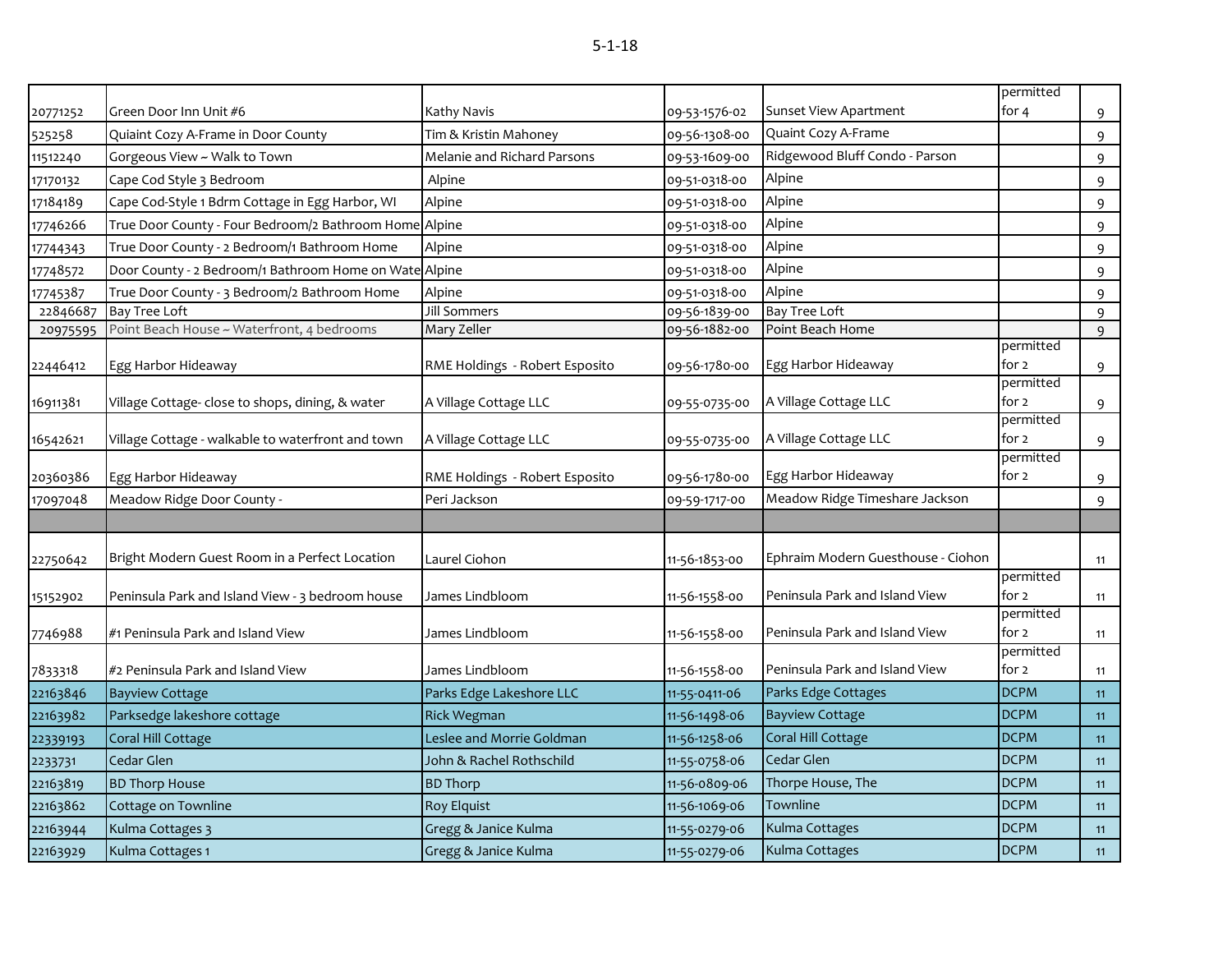5-1-18

| | | | | | | |
|---|---|---|---|---|---|---|
| 20771252 | Green Door Inn Unit #6 | Kathy Navis | 09-53-1576-02 | Sunset View Apartment | permitted for 4 | 9 |
| 525258 | Quiaint Cozy A-Frame in Door County | Tim & Kristin Mahoney | 09-56-1308-00 | Quaint Cozy A-Frame | | 9 |
| 11512240 | Gorgeous View ~ Walk to Town | Melanie and Richard Parsons | 09-53-1609-00 | Ridgewood Bluff Condo - Parson | | 9 |
| 17170132 | Cape Cod Style 3 Bedroom | Alpine | 09-51-0318-00 | Alpine | | 9 |
| 17184189 | Cape Cod-Style 1 Bdrm Cottage in Egg Harbor, WI | Alpine | 09-51-0318-00 | Alpine | | 9 |
| 17746266 | True Door County - Four Bedroom/2 Bathroom Home | Alpine | 09-51-0318-00 | Alpine | | 9 |
| 17744343 | True Door County - 2 Bedroom/1 Bathroom Home | Alpine | 09-51-0318-00 | Alpine | | 9 |
| 17748572 | Door County - 2 Bedroom/1 Bathroom Home on Wate | Alpine | 09-51-0318-00 | Alpine | | 9 |
| 17745387 | True Door County - 3 Bedroom/2 Bathroom Home | Alpine | 09-51-0318-00 | Alpine | | 9 |
| 22846687 | Bay Tree Loft | Jill Sommers | 09-56-1839-00 | Bay Tree Loft | | 9 |
| 20975595 | Point Beach House ~ Waterfront, 4 bedrooms | Mary Zeller | 09-56-1882-00 | Point Beach Home | | 9 |
| 22446412 | Egg Harbor Hideaway | RME Holdings - Robert Esposito | 09-56-1780-00 | Egg Harbor Hideaway | permitted for 2 | 9 |
| 16911381 | Village Cottage- close to shops, dining, & water | A Village Cottage LLC | 09-55-0735-00 | A Village Cottage LLC | permitted for 2 | 9 |
| 16542621 | Village Cottage - walkable to waterfront and town | A Village Cottage LLC | 09-55-0735-00 | A Village Cottage LLC | permitted for 2 | 9 |
| 20360386 | Egg Harbor Hideaway | RME Holdings - Robert Esposito | 09-56-1780-00 | Egg Harbor Hideaway | permitted for 2 | 9 |
| 17097048 | Meadow Ridge Door County - | Peri Jackson | 09-59-1717-00 | Meadow Ridge Timeshare Jackson | | 9 |
| | | | | | | |
| 22750642 | Bright Modern Guest Room in a Perfect Location | Laurel Ciohon | 11-56-1853-00 | Ephraim Modern Guesthouse - Ciohon | | 11 |
| 15152902 | Peninsula Park and Island View - 3 bedroom house | James Lindbloom | 11-56-1558-00 | Peninsula Park and Island View | permitted for 2 | 11 |
| 7746988 | #1 Peninsula Park and Island View | James Lindbloom | 11-56-1558-00 | Peninsula Park and Island View | permitted for 2 | 11 |
| 7833318 | #2 Peninsula Park and Island View | James Lindbloom | 11-56-1558-00 | Peninsula Park and Island View | permitted for 2 | 11 |
| 22163846 | Bayview Cottage | Parks Edge Lakeshore LLC | 11-55-0411-06 | Parks Edge Cottages | DCPM | 11 |
| 22163982 | Parksedge lakeshore cottage | Rick Wegman | 11-56-1498-06 | Bayview Cottage | DCPM | 11 |
| 22339193 | Coral Hill Cottage | Leslee and Morrie Goldman | 11-56-1258-06 | Coral Hill Cottage | DCPM | 11 |
| 2233731 | Cedar Glen | John & Rachel Rothschild | 11-55-0758-06 | Cedar Glen | DCPM | 11 |
| 22163819 | BD Thorp House | BD Thorp | 11-56-0809-06 | Thorpe House, The | DCPM | 11 |
| 22163862 | Cottage on Townline | Roy Elquist | 11-56-1069-06 | Townline | DCPM | 11 |
| 22163944 | Kulma Cottages 3 | Gregg & Janice Kulma | 11-55-0279-06 | Kulma Cottages | DCPM | 11 |
| 22163929 | Kulma Cottages 1 | Gregg & Janice Kulma | 11-55-0279-06 | Kulma Cottages | DCPM | 11 |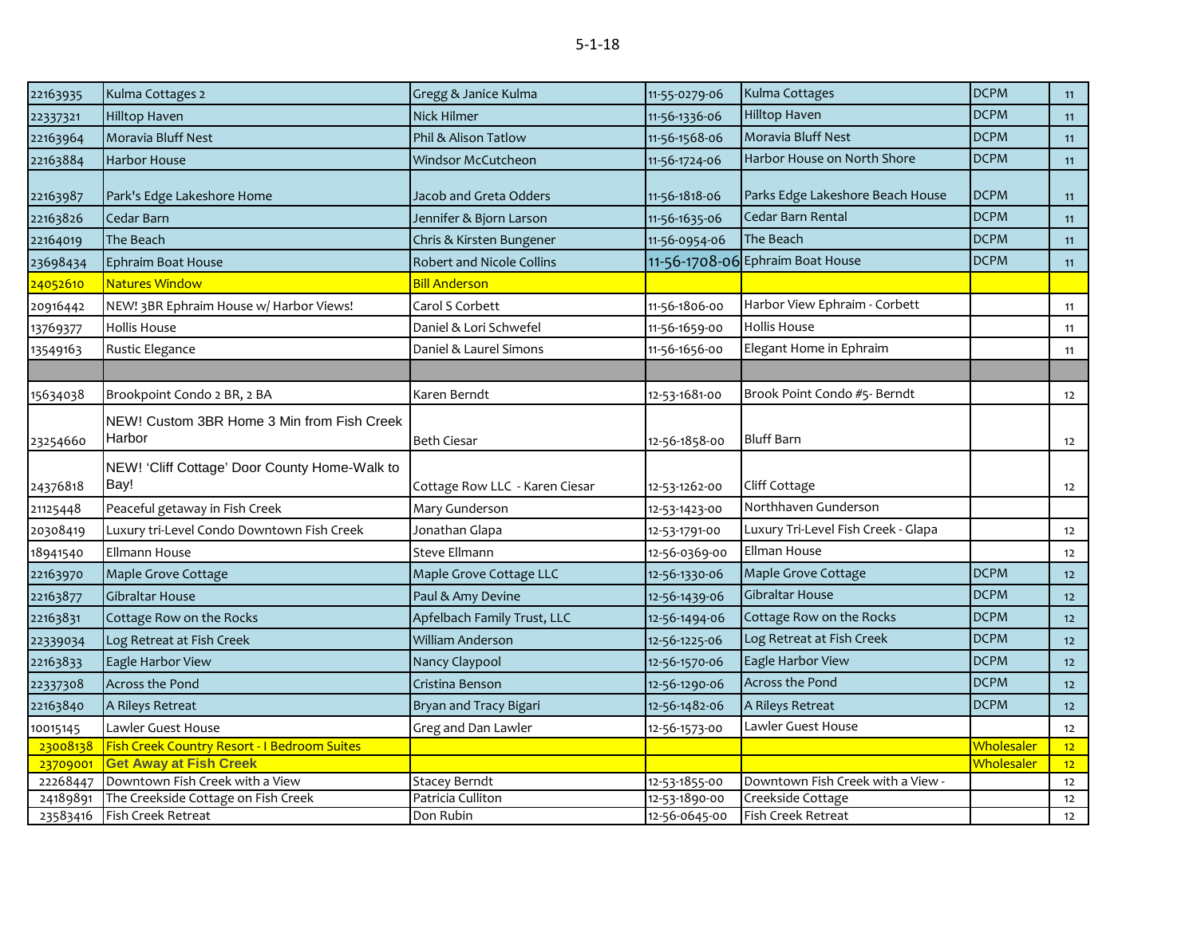5-1-18

| | | | | | | |
|---|---|---|---|---|---|---|
| 22163935 | Kulma Cottages 2 | Gregg & Janice Kulma | 11-55-0279-06 | Kulma Cottages | DCPM | 11 |
| 22337321 | Hilltop Haven | Nick Hilmer | 11-56-1336-06 | Hilltop Haven | DCPM | 11 |
| 22163964 | Moravia Bluff Nest | Phil & Alison Tatlow | 11-56-1568-06 | Moravia Bluff Nest | DCPM | 11 |
| 22163884 | Harbor House | Windsor McCutcheon | 11-56-1724-06 | Harbor House on North Shore | DCPM | 11 |
| 22163987 | Park's Edge Lakeshore Home | Jacob and Greta Odders | 11-56-1818-06 | Parks Edge Lakeshore Beach House | DCPM | 11 |
| 22163826 | Cedar Barn | Jennifer & Bjorn Larson | 11-56-1635-06 | Cedar Barn Rental | DCPM | 11 |
| 22164019 | The Beach | Chris & Kirsten Bungener | 11-56-0954-06 | The Beach | DCPM | 11 |
| 23698434 | Ephraim Boat House | Robert and Nicole Collins | 11-56-1708-06 | Ephraim Boat House | DCPM | 11 |
| 24052610 | Natures Window | Bill Anderson | | | | |
| 20916442 | NEW! 3BR Ephraim House w/ Harbor Views! | Carol S Corbett | 11-56-1806-00 | Harbor View Ephraim - Corbett | | 11 |
| 13769377 | Hollis House | Daniel & Lori Schwefel | 11-56-1659-00 | Hollis House | | 11 |
| 13549163 | Rustic Elegance | Daniel & Laurel Simons | 11-56-1656-00 | Elegant Home in Ephraim | | 11 |
| | | | | | | |
| 15634038 | Brookpoint Condo 2 BR, 2 BA | Karen Berndt | 12-53-1681-00 | Brook Point Condo #5- Berndt | | 12 |
| 23254660 | NEW! Custom 3BR Home 3 Min from Fish Creek Harbor | Beth Ciesar | 12-56-1858-00 | Bluff Barn | | 12 |
| 24376818 | NEW! 'Cliff Cottage' Door County Home-Walk to Bay! | Cottage Row LLC - Karen Ciesar | 12-53-1262-00 | Cliff Cottage | | 12 |
| 21125448 | Peaceful getaway in Fish Creek | Mary Gunderson | 12-53-1423-00 | Northhaven Gunderson | | |
| 20308419 | Luxury tri-Level Condo Downtown Fish Creek | Jonathan Glapa | 12-53-1791-00 | Luxury Tri-Level Fish Creek - Glapa | | 12 |
| 18941540 | Ellmann House | Steve Ellmann | 12-56-0369-00 | Ellman House | | 12 |
| 22163970 | Maple Grove Cottage | Maple Grove Cottage LLC | 12-56-1330-06 | Maple Grove Cottage | DCPM | 12 |
| 22163877 | Gibraltar House | Paul & Amy Devine | 12-56-1439-06 | Gibraltar House | DCPM | 12 |
| 22163831 | Cottage Row on the Rocks | Apfelbach Family Trust, LLC | 12-56-1494-06 | Cottage Row on the Rocks | DCPM | 12 |
| 22339034 | Log Retreat at Fish Creek | William Anderson | 12-56-1225-06 | Log Retreat at Fish Creek | DCPM | 12 |
| 22163833 | Eagle Harbor View | Nancy Claypool | 12-56-1570-06 | Eagle Harbor View | DCPM | 12 |
| 22337308 | Across the Pond | Cristina Benson | 12-56-1290-06 | Across the Pond | DCPM | 12 |
| 22163840 | A Rileys Retreat | Bryan and Tracy Bigari | 12-56-1482-06 | A Rileys Retreat | DCPM | 12 |
| 10015145 | Lawler Guest House | Greg and Dan Lawler | 12-56-1573-00 | Lawler Guest House | | 12 |
| 23008138 | Fish Creek Country Resort - I Bedroom Suites | | | | Wholesaler | 12 |
| 23709001 | **Get Away at Fish Creek** | | | | Wholesaler | 12 |
| 22268447 | Downtown Fish Creek with a View | Stacey Berndt | 12-53-1855-00 | Downtown Fish Creek with a View - | | 12 |
| 24189891 | The Creekside Cottage on Fish Creek | Patricia Culliton | 12-53-1890-00 | Creekside Cottage | | 12 |
| 23583416 | Fish Creek Retreat | Don Rubin | 12-56-0645-00 | Fish Creek Retreat | | 12 |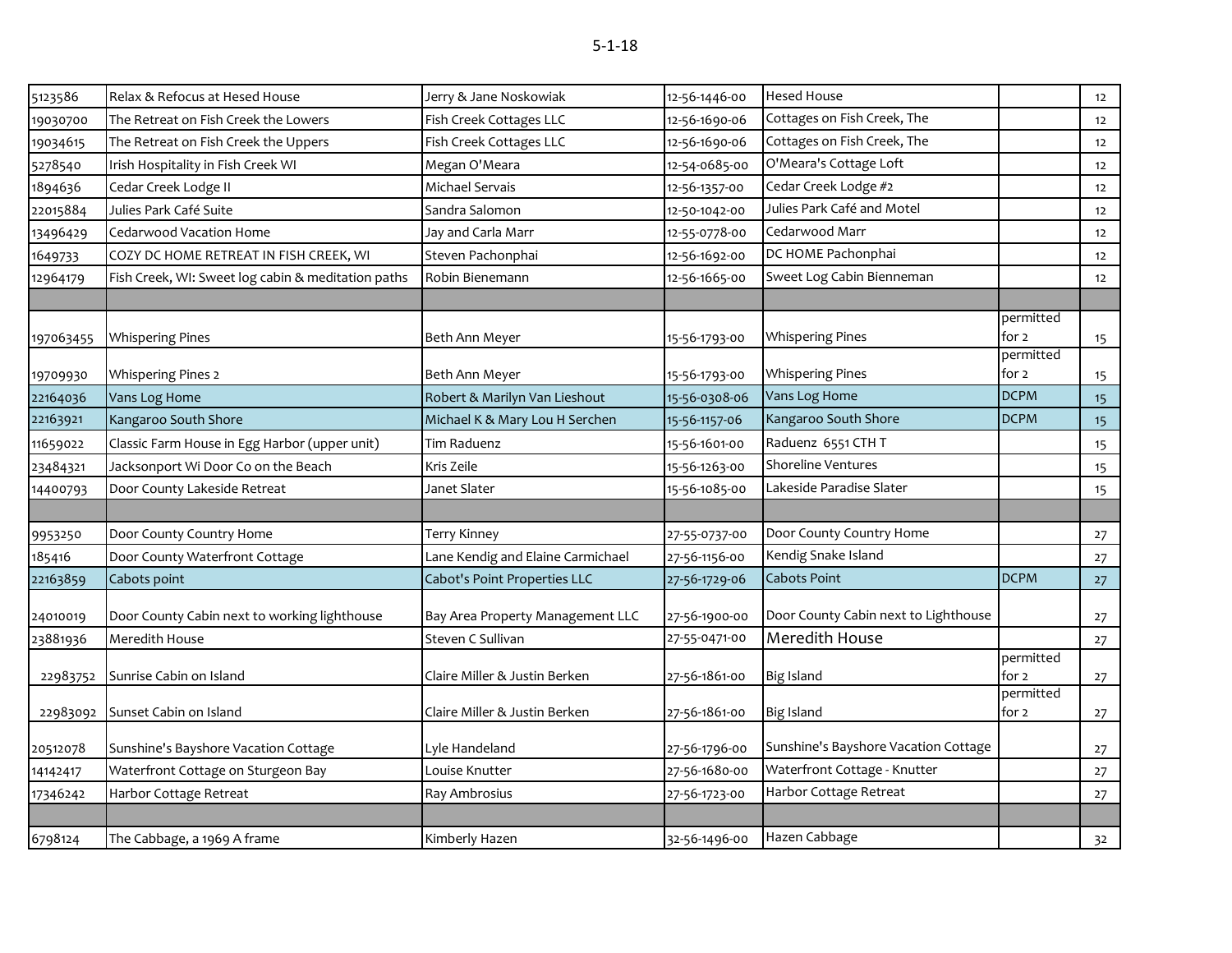5-1-18

| | | | | | | |
|---|---|---|---|---|---|---|
| 5123586 | Relax & Refocus at Hesed House | Jerry & Jane Noskowiak | 12-56-1446-00 | Hesed House | | 12 |
| 19030700 | The Retreat on Fish Creek the Lowers | Fish Creek Cottages LLC | 12-56-1690-06 | Cottages on Fish Creek, The | | 12 |
| 19034615 | The Retreat on Fish Creek the Uppers | Fish Creek Cottages LLC | 12-56-1690-06 | Cottages on Fish Creek, The | | 12 |
| 5278540 | Irish Hospitality in Fish Creek WI | Megan O'Meara | 12-54-0685-00 | O'Meara's Cottage Loft | | 12 |
| 1894636 | Cedar Creek Lodge II | Michael Servais | 12-56-1357-00 | Cedar Creek Lodge #2 | | 12 |
| 22015884 | Julies Park Café Suite | Sandra Salomon | 12-50-1042-00 | Julies Park Café and Motel | | 12 |
| 13496429 | Cedarwood Vacation Home | Jay and Carla Marr | 12-55-0778-00 | Cedarwood Marr | | 12 |
| 1649733 | COZY DC HOME RETREAT IN FISH CREEK, WI | Steven Pachonphai | 12-56-1692-00 | DC HOME Pachonphai | | 12 |
| 12964179 | Fish Creek, WI: Sweet log cabin & meditation paths | Robin Bienemann | 12-56-1665-00 | Sweet Log Cabin Bienneman | | 12 |
| | | | | | | |
| 197063455 | Whispering Pines | Beth Ann Meyer | 15-56-1793-00 | Whispering Pines | permitted for 2 | 15 |
| 19709930 | Whispering Pines 2 | Beth Ann Meyer | 15-56-1793-00 | Whispering Pines | permitted for 2 | 15 |
| 22164036 | Vans Log Home | Robert & Marilyn Van Lieshout | 15-56-0308-06 | Vans Log Home | DCPM | 15 |
| 22163921 | Kangaroo South Shore | Michael K & Mary Lou H Serchen | 15-56-1157-06 | Kangaroo South Shore | DCPM | 15 |
| 11659022 | Classic Farm House in Egg Harbor (upper unit) | Tim Raduenz | 15-56-1601-00 | Raduenz 6551 CTH T | | 15 |
| 23484321 | Jacksonport Wi Door Co on the Beach | Kris Zeile | 15-56-1263-00 | Shoreline Ventures | | 15 |
| 14400793 | Door County Lakeside Retreat | Janet Slater | 15-56-1085-00 | Lakeside Paradise Slater | | 15 |
| | | | | | | |
| 9953250 | Door County Country Home | Terry Kinney | 27-55-0737-00 | Door County Country Home | | 27 |
| 185416 | Door County Waterfront Cottage | Lane Kendig and Elaine Carmichael | 27-56-1156-00 | Kendig Snake Island | | 27 |
| 22163859 | Cabots point | Cabot's Point Properties LLC | 27-56-1729-06 | Cabots Point | DCPM | 27 |
| 24010019 | Door County Cabin next to working lighthouse | Bay Area Property Management LLC | 27-56-1900-00 | Door County Cabin next to Lighthouse | | 27 |
| 23881936 | Meredith House | Steven C Sullivan | 27-55-0471-00 | Meredith House | | 27 |
| 22983752 | Sunrise Cabin on Island | Claire Miller & Justin Berken | 27-56-1861-00 | Big Island | permitted for 2 | 27 |
| 22983092 | Sunset Cabin on Island | Claire Miller & Justin Berken | 27-56-1861-00 | Big Island | permitted for 2 | 27 |
| 20512078 | Sunshine's Bayshore Vacation Cottage | Lyle Handeland | 27-56-1796-00 | Sunshine's Bayshore Vacation Cottage | | 27 |
| 14142417 | Waterfront Cottage on Sturgeon Bay | Louise Knutter | 27-56-1680-00 | Waterfront Cottage - Knutter | | 27 |
| 17346242 | Harbor Cottage Retreat | Ray Ambrosius | 27-56-1723-00 | Harbor Cottage Retreat | | 27 |
| | | | | | | |
| 6798124 | The Cabbage, a 1969 A frame | Kimberly Hazen | 32-56-1496-00 | Hazen Cabbage | | 32 |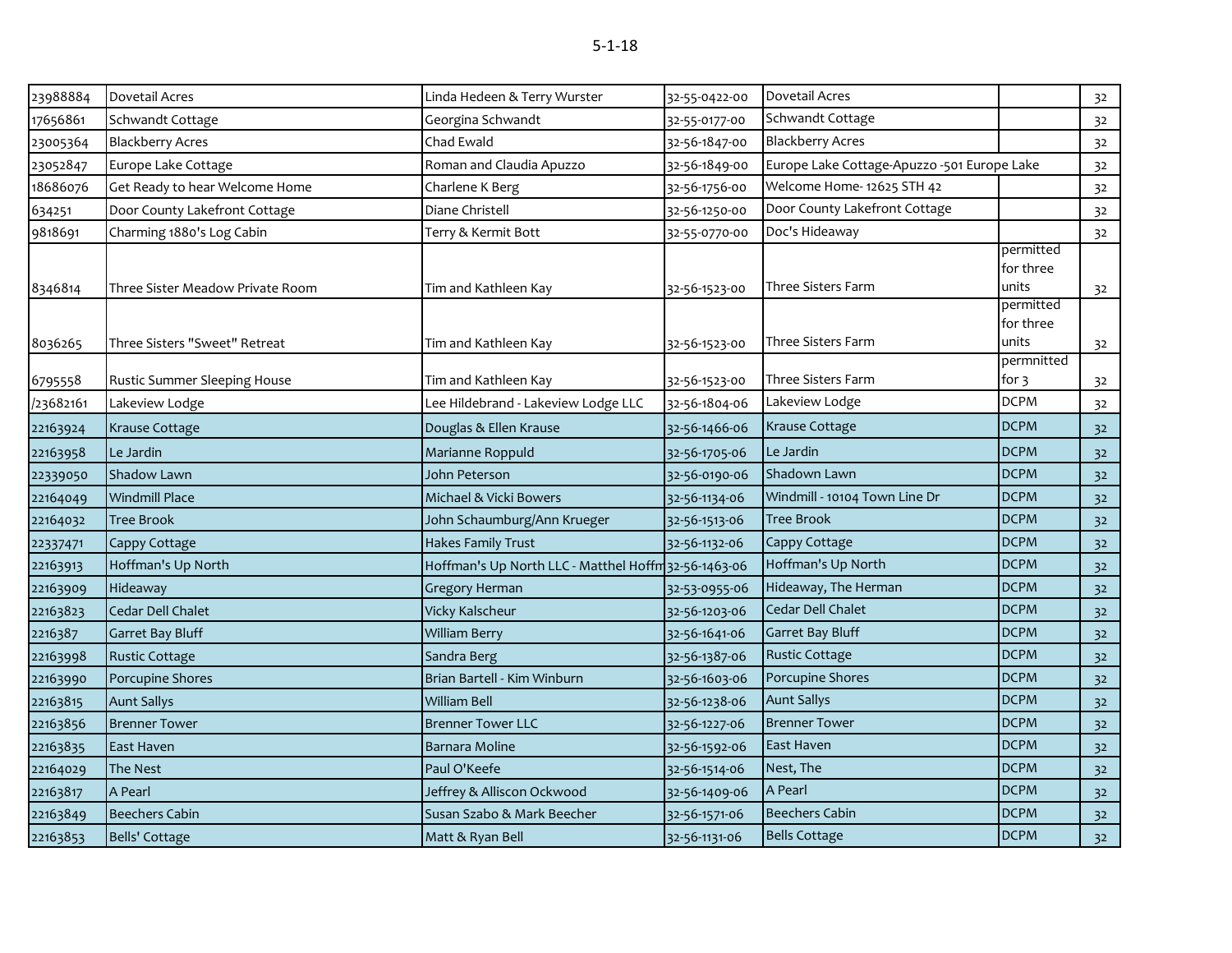5-1-18

| | | | | | | |
|---|---|---|---|---|---|---|
| 23988884 | Dovetail Acres | Linda Hedeen & Terry Wurster | 32-55-0422-00 | Dovetail Acres | | 32 |
| 17656861 | Schwandt Cottage | Georgina Schwandt | 32-55-0177-00 | Schwandt Cottage | | 32 |
| 23005364 | Blackberry Acres | Chad Ewald | 32-56-1847-00 | Blackberry Acres | | 32 |
| 23052847 | Europe Lake Cottage | Roman and Claudia Apuzzo | 32-56-1849-00 | Europe Lake Cottage-Apuzzo -501 Europe Lake | | 32 |
| 18686076 | Get Ready to hear Welcome Home | Charlene K Berg | 32-56-1756-00 | Welcome Home- 12625 STH 42 | | 32 |
| 634251 | Door County Lakefront Cottage | Diane Christell | 32-56-1250-00 | Door County Lakefront Cottage | | 32 |
| 9818691 | Charming 1880's Log Cabin | Terry & Kermit Bott | 32-55-0770-00 | Doc's Hideaway | | 32 |
| 8346814 | Three Sister Meadow Private Room | Tim and Kathleen Kay | 32-56-1523-00 | Three Sisters Farm | permitted for three units | 32 |
| 8036265 | Three Sisters "Sweet" Retreat | Tim and Kathleen Kay | 32-56-1523-00 | Three Sisters Farm | permitted for three units | 32 |
| 6795558 | Rustic Summer Sleeping House | Tim and Kathleen Kay | 32-56-1523-00 | Three Sisters Farm | permnitted for 3 | 32 |
| /23682161 | Lakeview Lodge | Lee Hildebrand - Lakeview Lodge LLC | 32-56-1804-06 | Lakeview Lodge | DCPM | 32 |
| 22163924 | Krause Cottage | Douglas & Ellen Krause | 32-56-1466-06 | Krause Cottage | DCPM | 32 |
| 22163958 | Le Jardin | Marianne Roppuld | 32-56-1705-06 | Le Jardin | DCPM | 32 |
| 22339050 | Shadow Lawn | John Peterson | 32-56-0190-06 | Shadown Lawn | DCPM | 32 |
| 22164049 | Windmill Place | Michael & Vicki Bowers | 32-56-1134-06 | Windmill - 10104 Town Line Dr | DCPM | 32 |
| 22164032 | Tree Brook | John Schaumburg/Ann Krueger | 32-56-1513-06 | Tree Brook | DCPM | 32 |
| 22337471 | Cappy Cottage | Hakes Family Trust | 32-56-1132-06 | Cappy Cottage | DCPM | 32 |
| 22163913 | Hoffman's Up North | Hoffman's Up North LLC - Matthel Hoffm | 32-56-1463-06 | Hoffman's Up North | DCPM | 32 |
| 22163909 | Hideaway | Gregory Herman | 32-53-0955-06 | Hideaway, The Herman | DCPM | 32 |
| 22163823 | Cedar Dell Chalet | Vicky Kalscheur | 32-56-1203-06 | Cedar Dell Chalet | DCPM | 32 |
| 2216387 | Garret Bay Bluff | William Berry | 32-56-1641-06 | Garret Bay Bluff | DCPM | 32 |
| 22163998 | Rustic Cottage | Sandra Berg | 32-56-1387-06 | Rustic Cottage | DCPM | 32 |
| 22163990 | Porcupine Shores | Brian Bartell - Kim Winburn | 32-56-1603-06 | Porcupine Shores | DCPM | 32 |
| 22163815 | Aunt Sallys | William Bell | 32-56-1238-06 | Aunt Sallys | DCPM | 32 |
| 22163856 | Brenner Tower | Brenner Tower LLC | 32-56-1227-06 | Brenner Tower | DCPM | 32 |
| 22163835 | East Haven | Barnara Moline | 32-56-1592-06 | East Haven | DCPM | 32 |
| 22164029 | The Nest | Paul O'Keefe | 32-56-1514-06 | Nest, The | DCPM | 32 |
| 22163817 | A Pearl | Jeffrey & Alliscon Ockwood | 32-56-1409-06 | A Pearl | DCPM | 32 |
| 22163849 | Beechers Cabin | Susan Szabo & Mark Beecher | 32-56-1571-06 | Beechers Cabin | DCPM | 32 |
| 22163853 | Bells' Cottage | Matt & Ryan Bell | 32-56-1131-06 | Bells Cottage | DCPM | 32 |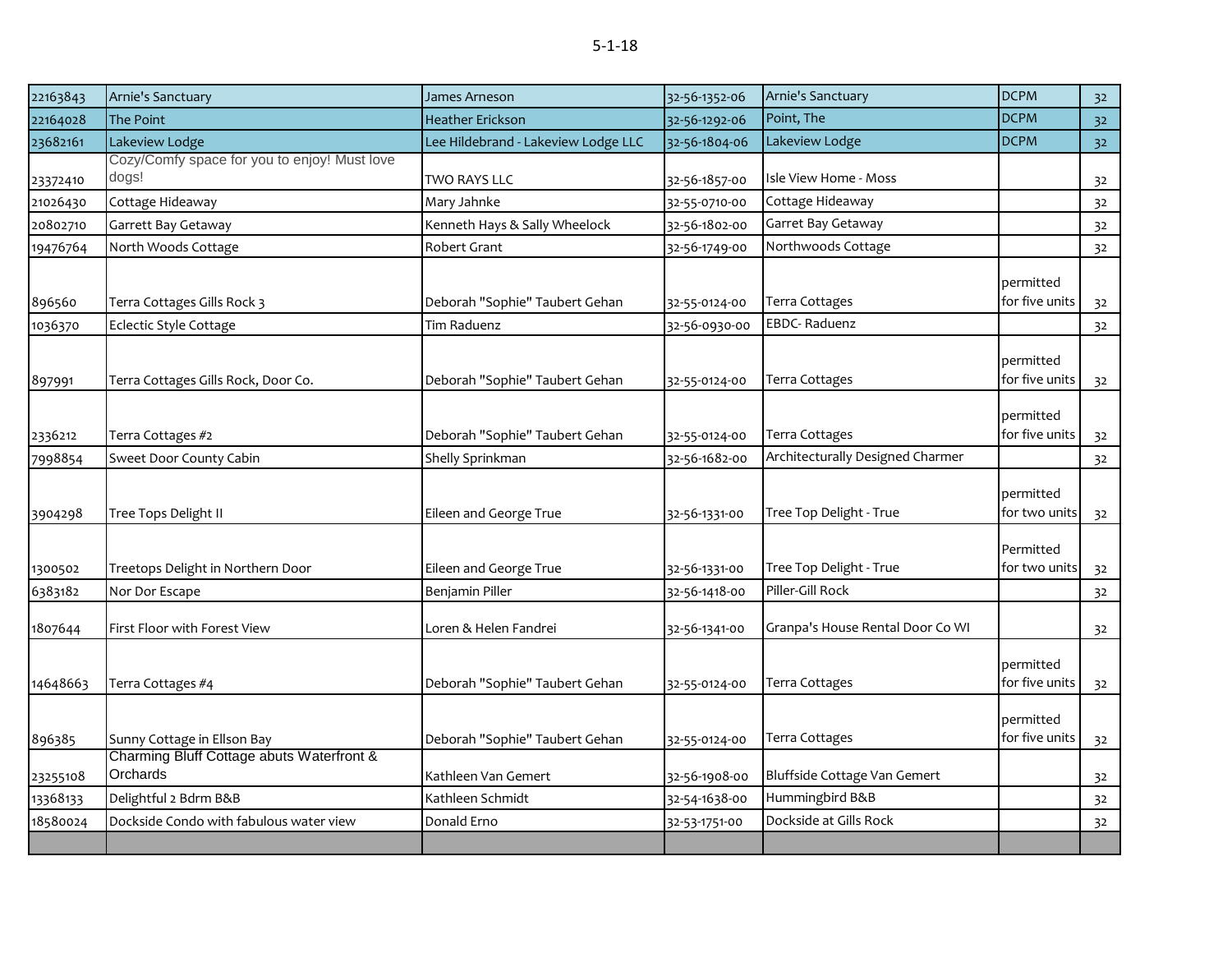| | | | | | | |
|---|---|---|---|---|---|---|
| 22163843 | Arnie's Sanctuary | James Arneson | 32-56-1352-06 | Arnie's Sanctuary | DCPM | 32 |
| 22164028 | The Point | Heather Erickson | 32-56-1292-06 | Point, The | DCPM | 32 |
| 23682161 | Lakeview Lodge | Lee Hildebrand - Lakeview Lodge LLC | 32-56-1804-06 | Lakeview Lodge | DCPM | 32 |
| 23372410 | Cozy/Comfy space for you to enjoy! Must love dogs! | TWO RAYS LLC | 32-56-1857-00 | Isle View Home - Moss | | 32 |
| 21026430 | Cottage Hideaway | Mary Jahnke | 32-55-0710-00 | Cottage Hideaway | | 32 |
| 20802710 | Garrett Bay Getaway | Kenneth Hays & Sally Wheelock | 32-56-1802-00 | Garret Bay Getaway | | 32 |
| 19476764 | North Woods Cottage | Robert Grant | 32-56-1749-00 | Northwoods Cottage | | 32 |
| 896560 | Terra Cottages Gills Rock 3 | Deborah "Sophie" Taubert Gehan | 32-55-0124-00 | Terra Cottages | permitted for five units | 32 |
| 1036370 | Eclectic Style Cottage | Tim Raduenz | 32-56-0930-00 | EBDC- Raduenz | | 32 |
| 897991 | Terra Cottages Gills Rock, Door Co. | Deborah "Sophie" Taubert Gehan | 32-55-0124-00 | Terra Cottages | permitted for five units | 32 |
| 2336212 | Terra Cottages #2 | Deborah "Sophie" Taubert Gehan | 32-55-0124-00 | Terra Cottages | permitted for five units | 32 |
| 7998854 | Sweet Door County Cabin | Shelly Sprinkman | 32-56-1682-00 | Architecturally Designed Charmer | | 32 |
| 3904298 | Tree Tops Delight II | Eileen and George True | 32-56-1331-00 | Tree Top Delight - True | permitted for two units | 32 |
| 1300502 | Treetops Delight in Northern Door | Eileen and George True | 32-56-1331-00 | Tree Top Delight - True | Permitted for two units | 32 |
| 6383182 | Nor Dor Escape | Benjamin Piller | 32-56-1418-00 | Piller-Gill Rock | | 32 |
| 1807644 | First Floor with Forest View | Loren & Helen Fandrei | 32-56-1341-00 | Granpa's House Rental Door Co WI | | 32 |
| 14648663 | Terra Cottages #4 | Deborah "Sophie" Taubert Gehan | 32-55-0124-00 | Terra Cottages | permitted for five units | 32 |
| 896385 | Sunny Cottage in Ellson Bay | Deborah "Sophie" Taubert Gehan | 32-55-0124-00 | Terra Cottages | permitted for five units | 32 |
| 23255108 | Charming Bluff Cottage abuts Waterfront & Orchards | Kathleen Van Gemert | 32-56-1908-00 | Bluffside Cottage Van Gemert | | 32 |
| 13368133 | Delightful 2 Bdrm B&B | Kathleen Schmidt | 32-54-1638-00 | Hummingbird B&B | | 32 |
| 18580024 | Dockside Condo with fabulous water view | Donald Erno | 32-53-1751-00 | Dockside at Gills Rock | | 32 |
| | | | | | | |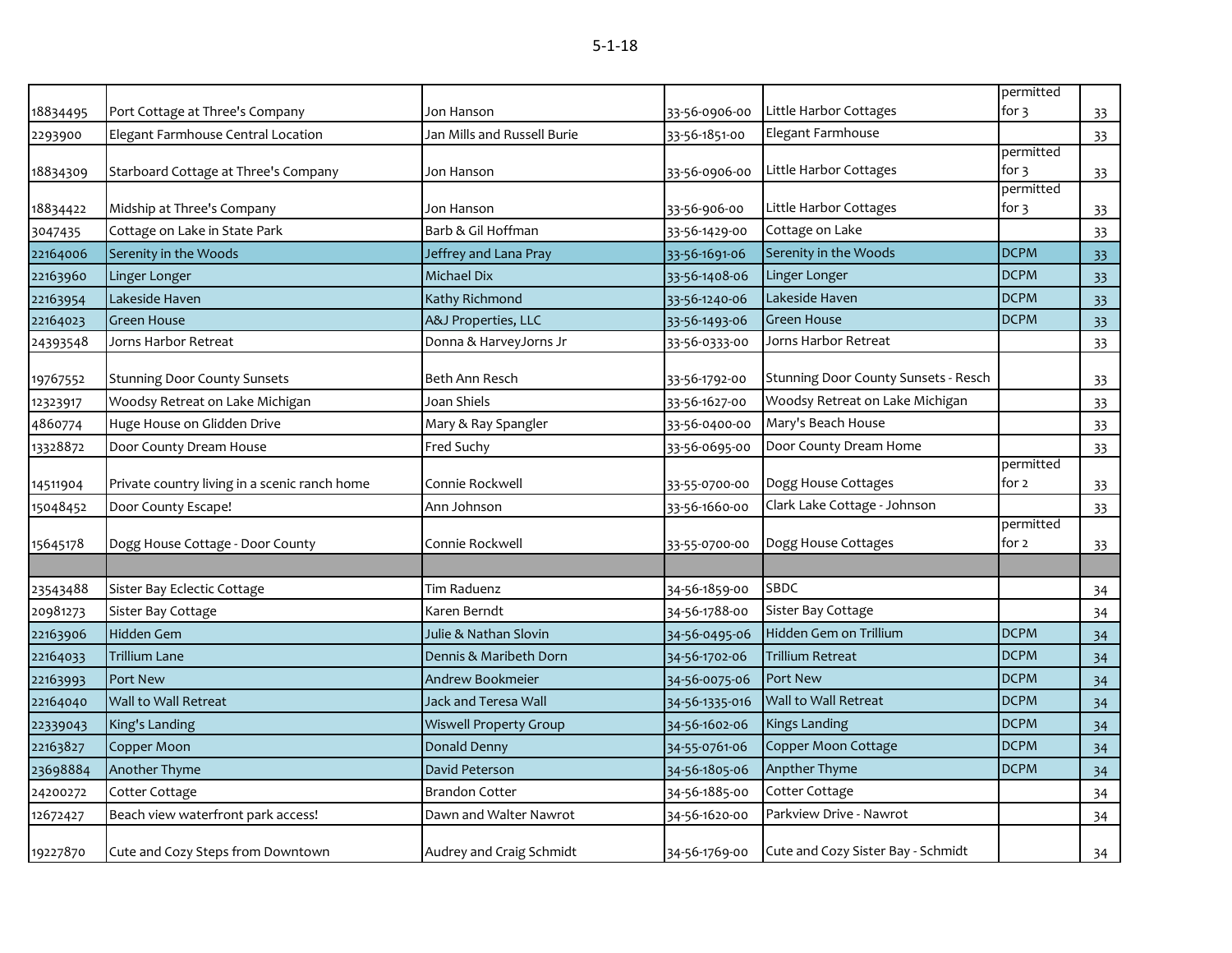5-1-18

| | | | | | | |
|---|---|---|---|---|---|---|
| 18834495 | Port Cottage at Three's Company | Jon Hanson | 33-56-0906-00 | Little Harbor Cottages | permitted for 3 | 33 |
| 2293900 | Elegant Farmhouse Central Location | Jan Mills and Russell Burie | 33-56-1851-00 | Elegant Farmhouse | | 33 |
| 18834309 | Starboard Cottage at Three's Company | Jon Hanson | 33-56-0906-00 | Little Harbor Cottages | permitted for 3 | 33 |
| 18834422 | Midship at Three's Company | Jon Hanson | 33-56-906-00 | Little Harbor Cottages | permitted for 3 | 33 |
| 3047435 | Cottage on Lake in State Park | Barb & Gil Hoffman | 33-56-1429-00 | Cottage on Lake | | 33 |
| 22164006 | Serenity in the Woods | Jeffrey and Lana Pray | 33-56-1691-06 | Serenity in the Woods | DCPM | 33 |
| 22163960 | Linger Longer | Michael Dix | 33-56-1408-06 | Linger Longer | DCPM | 33 |
| 22163954 | Lakeside Haven | Kathy Richmond | 33-56-1240-06 | Lakeside Haven | DCPM | 33 |
| 22164023 | Green House | A&J Properties, LLC | 33-56-1493-06 | Green House | DCPM | 33 |
| 24393548 | Jorns Harbor Retreat | Donna & HarveyJorns Jr | 33-56-0333-00 | Jorns Harbor Retreat | | 33 |
| 19767552 | Stunning Door County Sunsets | Beth Ann Resch | 33-56-1792-00 | Stunning Door County Sunsets - Resch | | 33 |
| 12323917 | Woodsy Retreat on Lake Michigan | Joan Shiels | 33-56-1627-00 | Woodsy Retreat on Lake Michigan | | 33 |
| 4860774 | Huge House on Glidden Drive | Mary & Ray Spangler | 33-56-0400-00 | Mary's Beach House | | 33 |
| 13328872 | Door County Dream House | Fred Suchy | 33-56-0695-00 | Door County Dream Home | | 33 |
| 14511904 | Private country living in a scenic ranch home | Connie Rockwell | 33-55-0700-00 | Dogg House Cottages | permitted for 2 | 33 |
| 15048452 | Door County Escape! | Ann Johnson | 33-56-1660-00 | Clark Lake Cottage - Johnson | | 33 |
| 15645178 | Dogg House Cottage - Door County | Connie Rockwell | 33-55-0700-00 | Dogg House Cottages | permitted for 2 | 33 |
| | | | | | | |
| 23543488 | Sister Bay Eclectic Cottage | Tim Raduenz | 34-56-1859-00 | SBDC | | 34 |
| 20981273 | Sister Bay Cottage | Karen Berndt | 34-56-1788-00 | Sister Bay Cottage | | 34 |
| 22163906 | Hidden Gem | Julie & Nathan Slovin | 34-56-0495-06 | Hidden Gem on Trillium | DCPM | 34 |
| 22164033 | Trillium Lane | Dennis & Maribeth Dorn | 34-56-1702-06 | Trillium Retreat | DCPM | 34 |
| 22163993 | Port New | Andrew Bookmeier | 34-56-0075-06 | Port New | DCPM | 34 |
| 22164040 | Wall to Wall Retreat | Jack and Teresa Wall | 34-56-1335-016 | Wall to Wall Retreat | DCPM | 34 |
| 22339043 | King's Landing | Wiswell Property Group | 34-56-1602-06 | Kings Landing | DCPM | 34 |
| 22163827 | Copper Moon | Donald Denny | 34-55-0761-06 | Copper Moon Cottage | DCPM | 34 |
| 23698884 | Another Thyme | David Peterson | 34-56-1805-06 | Anpther Thyme | DCPM | 34 |
| 24200272 | Cotter Cottage | Brandon Cotter | 34-56-1885-00 | Cotter Cottage | | 34 |
| 12672427 | Beach view waterfront park access! | Dawn and Walter Nawrot | 34-56-1620-00 | Parkview Drive - Nawrot | | 34 |
| 19227870 | Cute and Cozy Steps from Downtown | Audrey and Craig Schmidt | 34-56-1769-00 | Cute and Cozy Sister Bay - Schmidt | | 34 |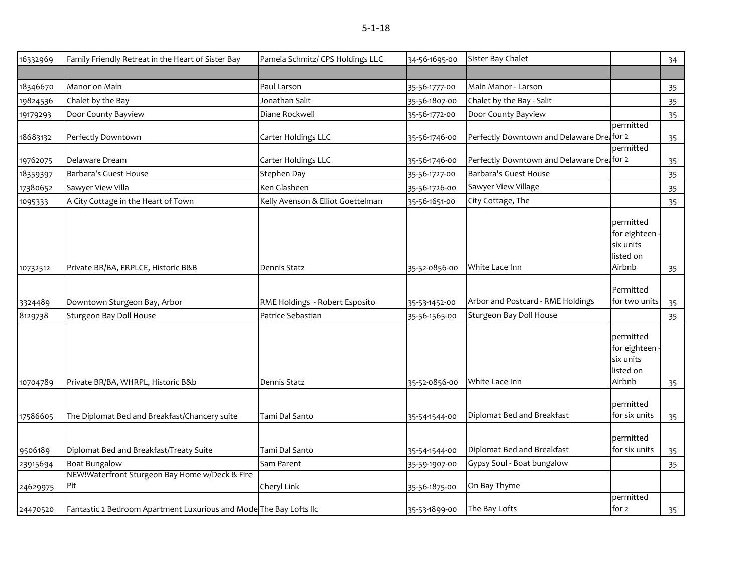5-1-18

| | | | | | | |
|---|---|---|---|---|---|---|
| 16332969 | Family Friendly Retreat in the Heart of Sister Bay | Pamela Schmitz/ CPS Holdings LLC | 34-56-1695-00 | Sister Bay Chalet | | 34 |
| | | | | | | |
| 18346670 | Manor on Main | Paul Larson | 35-56-1777-00 | Main Manor - Larson | | 35 |
| 19824536 | Chalet by the Bay | Jonathan Salit | 35-56-1807-00 | Chalet by the Bay - Salit | | 35 |
| 19179293 | Door County Bayview | Diane Rockwell | 35-56-1772-00 | Door County Bayview | | 35 |
| 18683132 | Perfectly Downtown | Carter Holdings LLC | 35-56-1746-00 | Perfectly Downtown and Delaware Dre | permitted for 2 | 35 |
| 19762075 | Delaware Dream | Carter Holdings LLC | 35-56-1746-00 | Perfectly Downtown and Delaware Dre | permitted for 2 | 35 |
| 18359397 | Barbara's Guest House | Stephen Day | 35-56-1727-00 | Barbara's Guest House | | 35 |
| 17380652 | Sawyer View Villa | Ken Glasheen | 35-56-1726-00 | Sawyer View Village | | 35 |
| 1095333 | A City Cottage in the Heart of Town | Kelly Avenson & Elliot Goettelman | 35-56-1651-00 | City Cottage, The | | 35 |
| 10732512 | Private BR/BA, FRPLCE, Historic B&B | Dennis Statz | 35-52-0856-00 | White Lace Inn | permitted for eighteen - six units listed on Airbnb | 35 |
| 3324489 | Downtown Sturgeon Bay, Arbor | RME Holdings - Robert Esposito | 35-53-1452-00 | Arbor and Postcard - RME Holdings | Permitted for two units | 35 |
| 8129738 | Sturgeon Bay Doll House | Patrice Sebastian | 35-56-1565-00 | Sturgeon Bay Doll House | | 35 |
| 10704789 | Private BR/BA, WHRPL, Historic B&b | Dennis Statz | 35-52-0856-00 | White Lace Inn | permitted for eighteen - six units listed on Airbnb | 35 |
| 17586605 | The Diplomat Bed and Breakfast/Chancery suite | Tami Dal Santo | 35-54-1544-00 | Diplomat Bed and Breakfast | permitted for six units | 35 |
| 9506189 | Diplomat Bed and Breakfast/Treaty Suite | Tami Dal Santo | 35-54-1544-00 | Diplomat Bed and Breakfast | permitted for six units | 35 |
| 23915694 | Boat Bungalow | Sam Parent | 35-59-1907-00 | Gypsy Soul - Boat bungalow | | 35 |
| 24629975 | NEW!Waterfront Sturgeon Bay Home w/Deck & Fire Pit | Cheryl Link | 35-56-1875-00 | On Bay Thyme | | |
| 24470520 | Fantastic 2 Bedroom Apartment Luxurious and Mode | The Bay Lofts llc | 35-53-1899-00 | The Bay Lofts | permitted for 2 | 35 |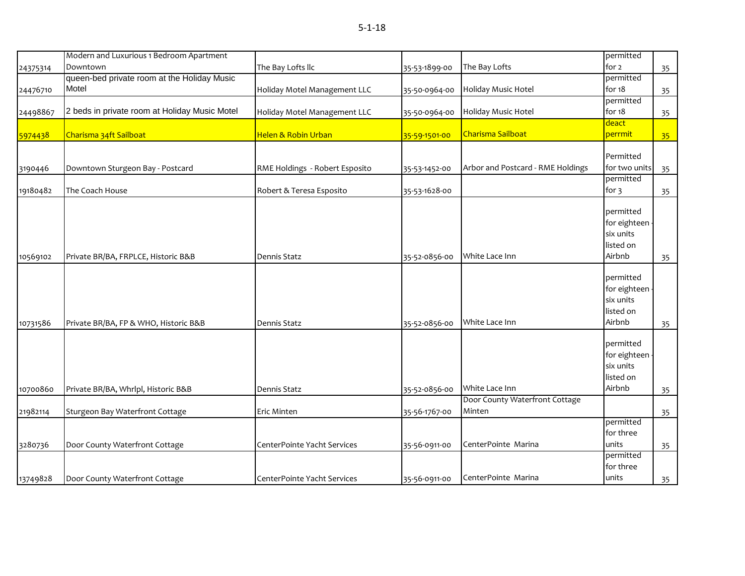5-1-18

| | | | | | | |
|---|---|---|---|---|---|---|
| 24375314 | Modern and Luxurious 1 Bedroom Apartment Downtown | The Bay Lofts llc | 35-53-1899-00 | The Bay Lofts | permitted for 2 | 35 |
| 24476710 | queen-bed private room at the Holiday Music Motel | Holiday Motel Management LLC | 35-50-0964-00 | Holiday Music Hotel | permitted for 18 | 35 |
| 24498867 | 2 beds in private room at Holiday Music Motel | Holiday Motel Management LLC | 35-50-0964-00 | Holiday Music Hotel | permitted for 18 | 35 |
| 5974438 | Charisma 34ft Sailboat | Helen & Robin Urban | 35-59-1501-00 | Charisma Sailboat | deact perrmit | 35 |
| 3190446 | Downtown Sturgeon Bay - Postcard | RME Holdings - Robert Esposito | 35-53-1452-00 | Arbor and Postcard - RME Holdings | Permitted for two units | 35 |
| 19180482 | The Coach House | Robert & Teresa Esposito | 35-53-1628-00 | | permitted for 3 | 35 |
| 10569102 | Private BR/BA, FRPLCE, Historic B&B | Dennis Statz | 35-52-0856-00 | White Lace Inn | permitted for eighteen - six units listed on Airbnb | 35 |
| 10731586 | Private BR/BA, FP & WHO, Historic B&B | Dennis Statz | 35-52-0856-00 | White Lace Inn | permitted for eighteen - six units listed on Airbnb | 35 |
| 10700860 | Private BR/BA, Whrlpl, Historic B&B | Dennis Statz | 35-52-0856-00 | White Lace Inn | permitted for eighteen - six units listed on Airbnb | 35 |
| 21982114 | Sturgeon Bay Waterfront Cottage | Eric Minten | 35-56-1767-00 | Door County Waterfront Cottage Minten | | 35 |
| 3280736 | Door County Waterfront Cottage | CenterPointe Yacht Services | 35-56-0911-00 | CenterPointe Marina | permitted for three units | 35 |
| 13749828 | Door County Waterfront Cottage | CenterPointe Yacht Services | 35-56-0911-00 | CenterPointe Marina | permitted for three units | 35 |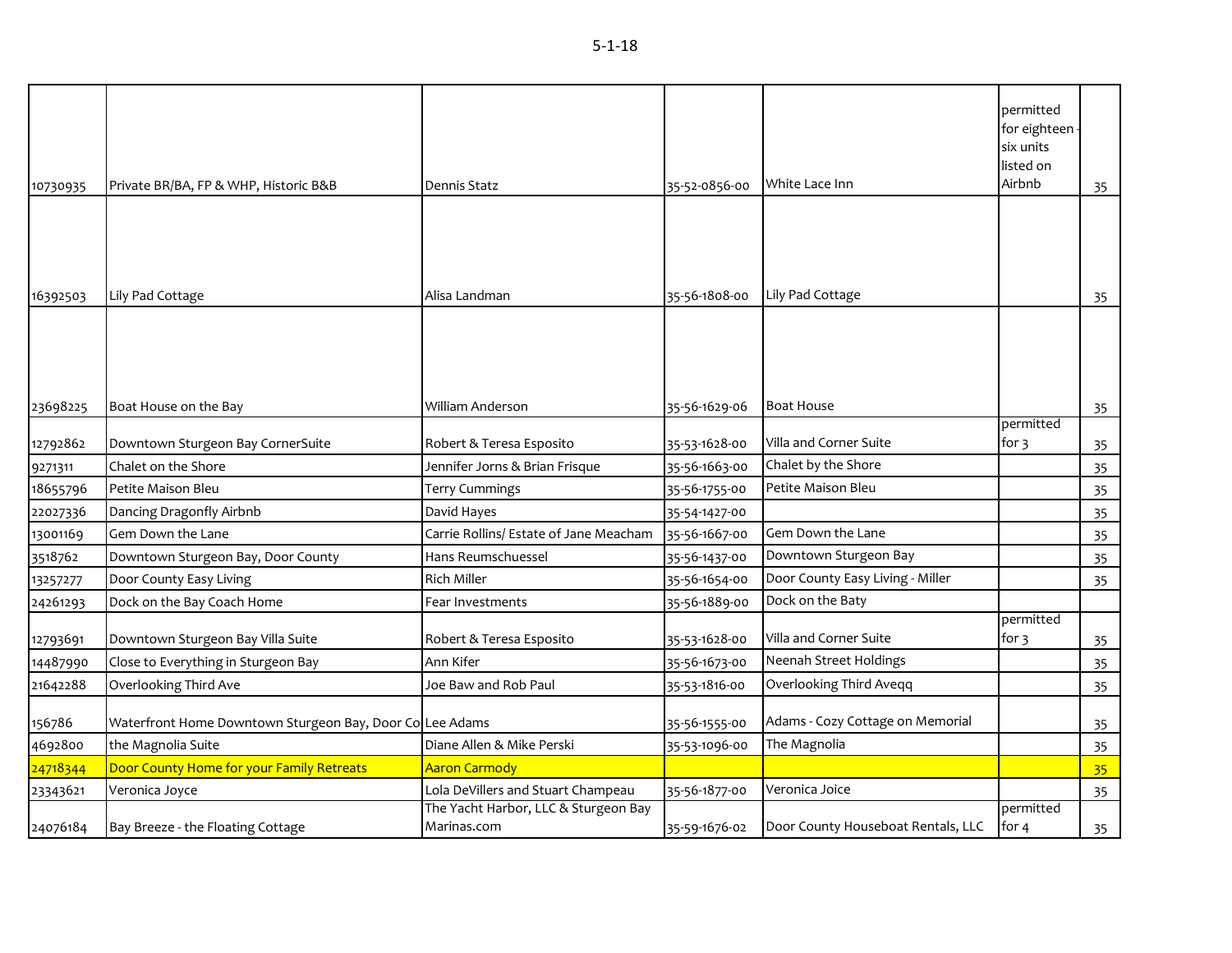5-1-18

| | | | | | | |
|---|---|---|---|---|---|---|
| 10730935 | Private BR/BA, FP & WHP, Historic B&B | Dennis Statz | 35-52-0856-00 | White Lace Inn | permitted for eighteen - six units listed on Airbnb | 35 |
| 16392503 | Lily Pad Cottage | Alisa Landman | 35-56-1808-00 | Lily Pad Cottage | | 35 |
| 23698225 | Boat House on the Bay | William Anderson | 35-56-1629-06 | Boat House | | 35 |
| 12792862 | Downtown Sturgeon Bay CornerSuite | Robert & Teresa Esposito | 35-53-1628-00 | Villa and Corner Suite | permitted for 3 | 35 |
| 9271311 | Chalet on the Shore | Jennifer Jorns & Brian Frisque | 35-56-1663-00 | Chalet by the Shore | | 35 |
| 18655796 | Petite Maison Bleu | Terry Cummings | 35-56-1755-00 | Petite Maison Bleu | | 35 |
| 22027336 | Dancing Dragonfly Airbnb | David Hayes | 35-54-1427-00 | | | 35 |
| 13001169 | Gem Down the Lane | Carrie Rollins/ Estate of Jane Meacham | 35-56-1667-00 | Gem Down the Lane | | 35 |
| 3518762 | Downtown Sturgeon Bay, Door County | Hans Reumschuessel | 35-56-1437-00 | Downtown Sturgeon Bay | | 35 |
| 13257277 | Door County Easy Living | Rich Miller | 35-56-1654-00 | Door County Easy Living - Miller | | 35 |
| 24261293 | Dock on the Bay Coach Home | Fear Investments | 35-56-1889-00 | Dock on the Baty | | |
| 12793691 | Downtown Sturgeon Bay Villa Suite | Robert & Teresa Esposito | 35-53-1628-00 | Villa and Corner Suite | permitted for 3 | 35 |
| 14487990 | Close to Everything in Sturgeon Bay | Ann Kifer | 35-56-1673-00 | Neenah Street Holdings | | 35 |
| 21642288 | Overlooking Third Ave | Joe Baw and Rob Paul | 35-53-1816-00 | Overlooking Third Aveqq | | 35 |
| 156786 | Waterfront Home Downtown Sturgeon Bay, Door Co | Lee Adams | 35-56-1555-00 | Adams - Cozy Cottage on Memorial | | 35 |
| 4692800 | the Magnolia Suite | Diane Allen & Mike Perski | 35-53-1096-00 | The Magnolia | | 35 |
| 24718344 | Door County Home for your Family Retreats | Aaron Carmody | | | | 35 |
| 23343621 | Veronica Joyce | Lola DeVillers and Stuart Champeau | 35-56-1877-00 | Veronica Joice | | 35 |
| 24076184 | Bay Breeze - the Floating Cottage | The Yacht Harbor, LLC & Sturgeon Bay Marinas.com | 35-59-1676-02 | Door County Houseboat Rentals, LLC | permitted for 4 | 35 |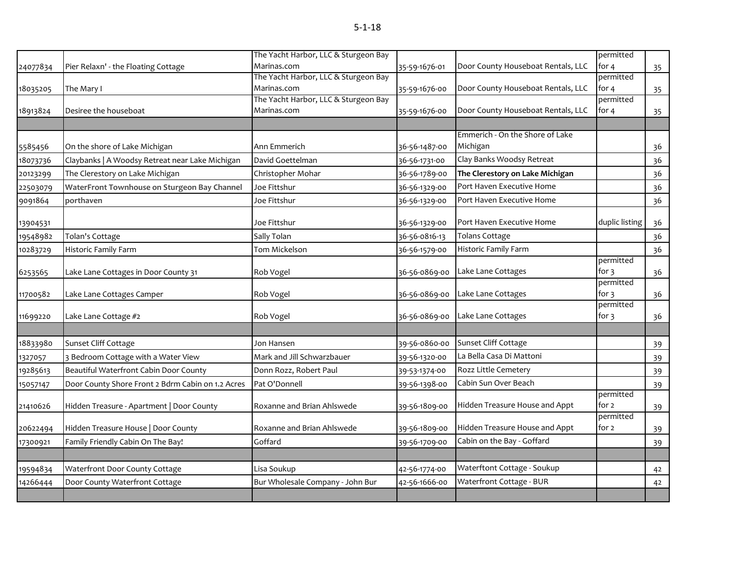5-1-18

| | | | | | | |
|---|---|---|---|---|---|---|
| 24077834 | Pier Relaxn' - the Floating Cottage | The Yacht Harbor, LLC & Sturgeon Bay Marinas.com | 35-59-1676-01 | Door County Houseboat Rentals, LLC | permitted for 4 | 35 |
| 18035205 | The Mary I | The Yacht Harbor, LLC & Sturgeon Bay Marinas.com | 35-59-1676-00 | Door County Houseboat Rentals, LLC | permitted for 4 | 35 |
| 18913824 | Desiree the houseboat | The Yacht Harbor, LLC & Sturgeon Bay Marinas.com | 35-59-1676-00 | Door County Houseboat Rentals, LLC | permitted for 4 | 35 |
| | | | | | | |
| 5585456 | On the shore of Lake Michigan | Ann Emmerich | 36-56-1487-00 | Emmerich - On the Shore of Lake Michigan | | 36 |
| 18073736 | Claybanks \| A Woodsy Retreat near Lake Michigan | David Goettelman | 36-56-1731-00 | Clay Banks Woodsy Retreat | | 36 |
| 20123299 | The Clerestory on Lake Michigan | Christopher Mohar | 36-56-1789-00 | **The Clerestory on Lake Michigan** | | 36 |
| 22503079 | **WaterFront Townhouse on Sturgeon Bay Channel** | Joe Fittshur | 36-56-1329-00 | Port Haven Executive Home | | 36 |
| 9091864 | **porthaven** | Joe Fittshur | 36-56-1329-00 | Port Haven Executive Home | | 36 |
| 13904531 | | Joe Fittshur | 36-56-1329-00 | Port Haven Executive Home | duplic listing | 36 |
| 19548982 | Tolan's Cottage | Sally Tolan | 36-56-0816-13 | Tolans Cottage | | 36 |
| 10283729 | Historic Family Farm | Tom Mickelson | 36-56-1579-00 | Historic Family Farm | | 36 |
| 6253565 | Lake Lane Cottages in Door County 31 | Rob Vogel | 36-56-0869-00 | Lake Lane Cottages | permitted for 3 | 36 |
| 11700582 | Lake Lane Cottages Camper | Rob Vogel | 36-56-0869-00 | Lake Lane Cottages | permitted for 3 | 36 |
| 11699220 | Lake Lane Cottage #2 | Rob Vogel | 36-56-0869-00 | Lake Lane Cottages | permitted for 3 | 36 |
| | | | | | | |
| 18833980 | Sunset Cliff Cottage | Jon Hansen | 39-56-0860-00 | Sunset Cliff Cottage | | 39 |
| 1327057 | 3 Bedroom Cottage with a Water View | Mark and Jill Schwarzbauer | 39-56-1320-00 | La Bella Casa Di Mattoni | | 39 |
| 19285613 | Beautiful Waterfront Cabin Door County | Donn Rozz, Robert Paul | 39-53-1374-00 | Rozz Little Cemetery | | 39 |
| 15057147 | Door County Shore Front 2 Bdrm Cabin on 1.2 Acres | Pat O'Donnell | 39-56-1398-00 | Cabin Sun Over Beach | | 39 |
| 21410626 | Hidden Treasure - Apartment \| Door County | Roxanne and Brian Ahlswede | 39-56-1809-00 | Hidden Treasure House and Appt | permitted for 2 | 39 |
| 20622494 | Hidden Treasure House \| Door County | Roxanne and Brian Ahlswede | 39-56-1809-00 | Hidden Treasure House and Appt | permitted for 2 | 39 |
| 17300921 | Family Friendly Cabin On The Bay! | Goffard | 39-56-1709-00 | Cabin on the Bay - Goffard | | 39 |
| | | | | | | |
| 19594834 | Waterfront Door County Cottage | Lisa Soukup | 42-56-1774-00 | Waterftont Cottage - Soukup | | 42 |
| 14266444 | Door County Waterfront Cottage | Bur Wholesale Company - John Bur | 42-56-1666-00 | Waterfront Cottage - BUR | | 42 |
| | | | | | | |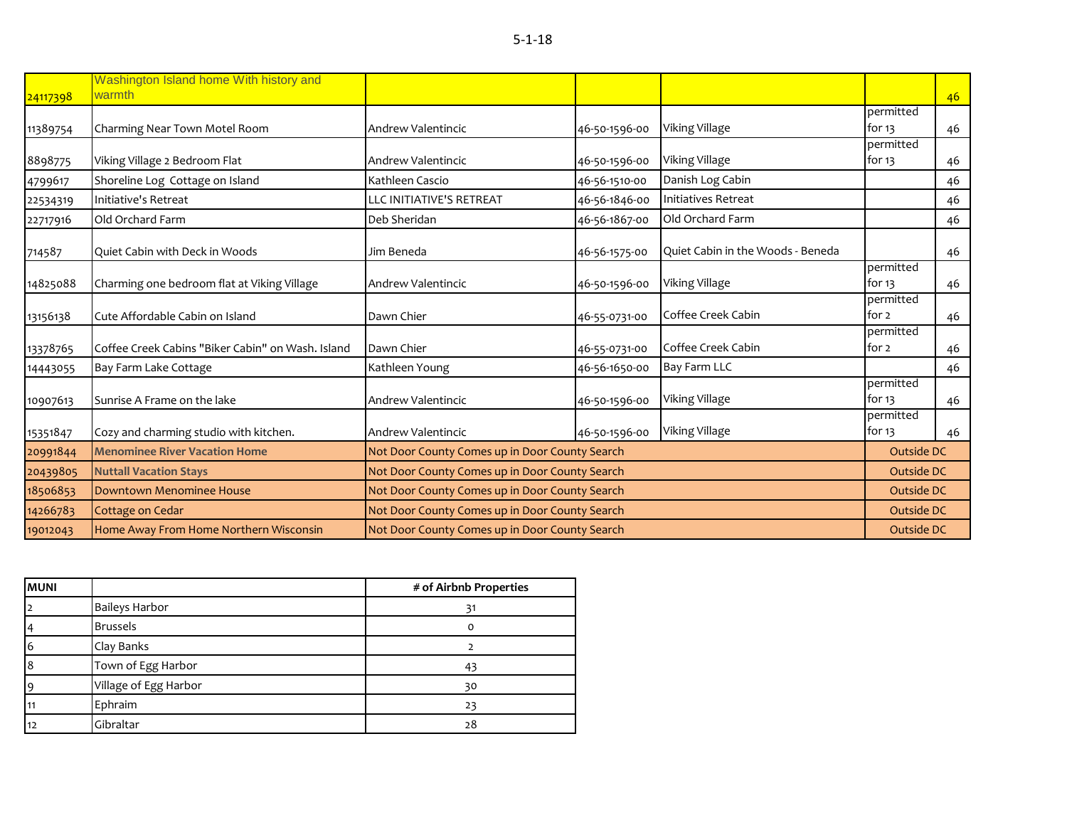5-1-18

| | | | | | | |
|---|---|---|---|---|---|---|
| 24117398 | Washington Island home With history and warmth | | | | | 46 |
| 11389754 | Charming Near Town Motel Room | Andrew Valentincic | 46-50-1596-00 | Viking Village | permitted for 13 | 46 |
| 8898775 | Viking Village 2 Bedroom Flat | Andrew Valentincic | 46-50-1596-00 | Viking Village | permitted for 13 | 46 |
| 4799617 | Shoreline Log Cottage on Island | Kathleen Cascio | 46-56-1510-00 | Danish Log Cabin | | 46 |
| 22534319 | Initiative's Retreat | LLC INITIATIVE'S RETREAT | 46-56-1846-00 | Initiatives Retreat | | 46 |
| 22717916 | Old Orchard Farm | Deb Sheridan | 46-56-1867-00 | Old Orchard Farm | | 46 |
| 714587 | Quiet Cabin with Deck in Woods | Jim Beneda | 46-56-1575-00 | Quiet Cabin in the Woods - Beneda | | 46 |
| 14825088 | Charming one bedroom flat at Viking Village | Andrew Valentincic | 46-50-1596-00 | Viking Village | permitted for 13 | 46 |
| 13156138 | Cute Affordable Cabin on Island | Dawn Chier | 46-55-0731-00 | Coffee Creek Cabin | permitted for 2 | 46 |
| 13378765 | Coffee Creek Cabins "Biker Cabin" on Wash. Island | Dawn Chier | 46-55-0731-00 | Coffee Creek Cabin | permitted for 2 | 46 |
| 14443055 | Bay Farm Lake Cottage | Kathleen Young | 46-56-1650-00 | Bay Farm LLC | | 46 |
| 10907613 | Sunrise A Frame on the lake | Andrew Valentincic | 46-50-1596-00 | Viking Village | permitted for 13 | 46 |
| 15351847 | Cozy and charming studio with kitchen. | Andrew Valentincic | 46-50-1596-00 | Viking Village | permitted for 13 | 46 |
| 20991844 | **Menominee River Vacation Home** | Not Door County Comes up in Door County Search | | | Outside DC | |
| 20439805 | **Nuttall Vacation Stays** | Not Door County Comes up in Door County Search | | | Outside DC | |
| 18506853 | Downtown Menominee House | Not Door County Comes up in Door County Search | | | Outside DC | |
| 14266783 | Cottage on Cedar | Not Door County Comes up in Door County Search | | | Outside DC | |
| 19012043 | Home Away From Home Northern Wisconsin | Not Door County Comes up in Door County Search | | | Outside DC | |

| MUNI | | # of Airbnb Properties |
|---|---|---|
| 2 | Baileys Harbor | 31 |
| 4 | Brussels | 0 |
| 6 | Clay Banks | 2 |
| 8 | Town of Egg Harbor | 43 |
| 9 | Village of Egg Harbor | 30 |
| 11 | Ephraim | 23 |
| 12 | Gibraltar | 28 |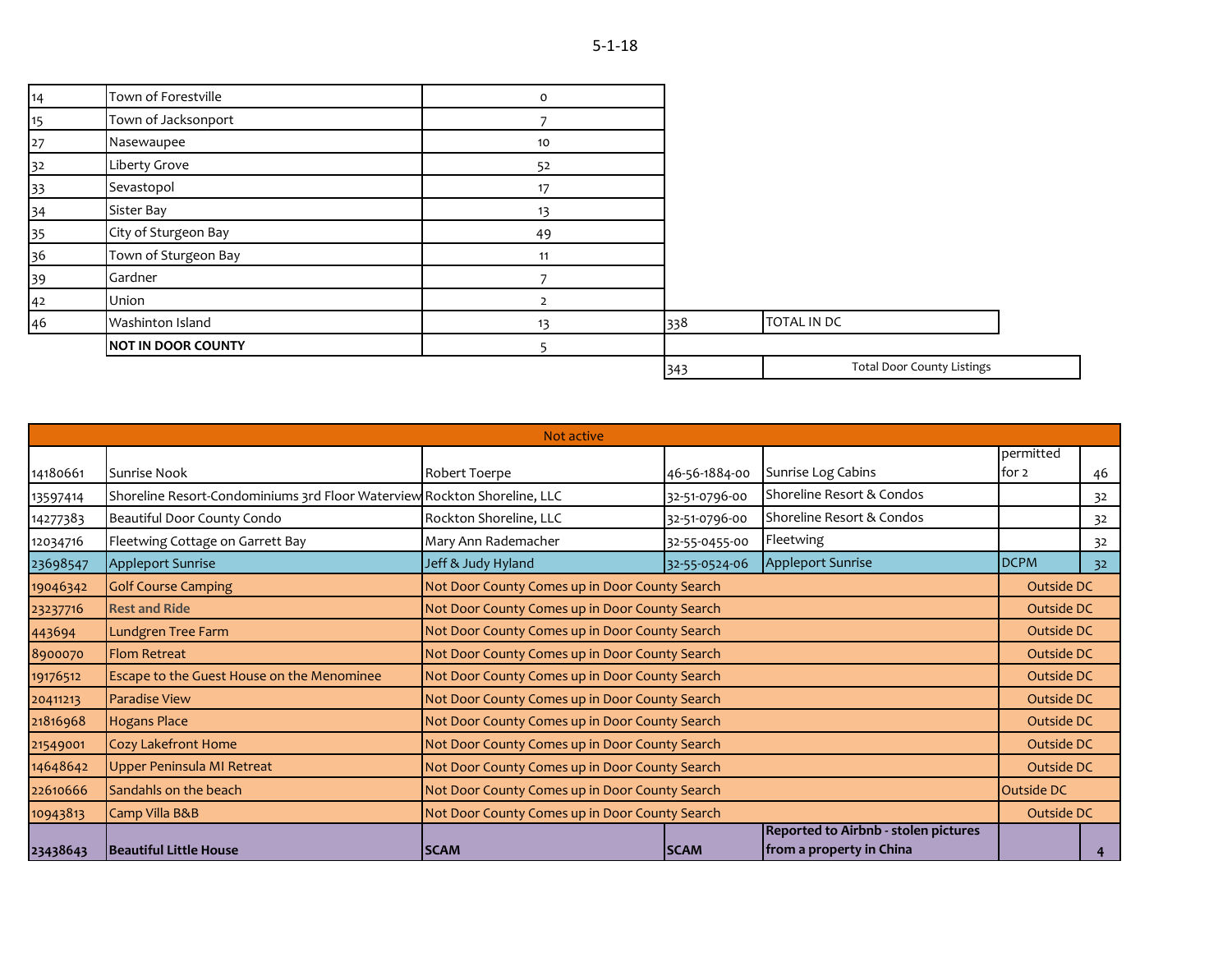5-1-18

| | | | | |
|---|---|---|---|---|
| 14 | Town of Forestville | 0 | | |
| 15 | Town of Jacksonport | 7 | | |
| 27 | Nasewaupee | 10 | | |
| 32 | Liberty Grove | 52 | | |
| 33 | Sevastopol | 17 | | |
| 34 | Sister Bay | 13 | | |
| 35 | City of Sturgeon Bay | 49 | | |
| 36 | Town of Sturgeon Bay | 11 | | |
| 39 | Gardner | 7 | | |
| 42 | Union | 2 | | |
| 46 | Washinton Island | 13 | 338 | TOTAL IN DC |
| | **NOT IN DOOR COUNTY** | 5 | | |
| | | | 343 | Total Door County Listings |

| Not active | | | | | | |
|---|---|---|---|---|---|---|
| 14180661 | Sunrise Nook | Robert Toerpe | 46-56-1884-00 | Sunrise Log Cabins | permitted for 2 | 46 |
| 13597414 | Shoreline Resort-Condominiums 3rd Floor Waterview | Rockton Shoreline, LLC | 32-51-0796-00 | Shoreline Resort & Condos | | 32 |
| 14277383 | Beautiful Door County Condo | Rockton Shoreline, LLC | 32-51-0796-00 | Shoreline Resort & Condos | | 32 |
| 12034716 | Fleetwing Cottage on Garrett Bay | Mary Ann Rademacher | 32-55-0455-00 | Fleetwing | | 32 |
| 23698547 | Appleport Sunrise | Jeff & Judy Hyland | 32-55-0524-06 | Appleport Sunrise | DCPM | 32 |
| 19046342 | Golf Course Camping | Not Door County Comes up in Door County Search | | | Outside DC | |
| 23237716 | Rest and Ride | Not Door County Comes up in Door County Search | | | Outside DC | |
| 443694 | Lundgren Tree Farm | Not Door County Comes up in Door County Search | | | Outside DC | |
| 8900070 | Flom Retreat | Not Door County Comes up in Door County Search | | | Outside DC | |
| 19176512 | Escape to the Guest House on the Menominee | Not Door County Comes up in Door County Search | | | Outside DC | |
| 20411213 | Paradise View | Not Door County Comes up in Door County Search | | | Outside DC | |
| 21816968 | Hogans Place | Not Door County Comes up in Door County Search | | | Outside DC | |
| 21549001 | Cozy Lakefront Home | Not Door County Comes up in Door County Search | | | Outside DC | |
| 14648642 | Upper Peninsula MI Retreat | Not Door County Comes up in Door County Search | | | Outside DC | |
| 22610666 | Sandahls on the beach | Not Door County Comes up in Door County Search | | | Outside DC | |
| 10943813 | Camp Villa B&B | Not Door County Comes up in Door County Search | | | Outside DC | |
| **23438643** | **Beautiful Little House** | **SCAM** | **SCAM** | **Reported to Airbnb - stolen pictures from a property in China** | | 4 |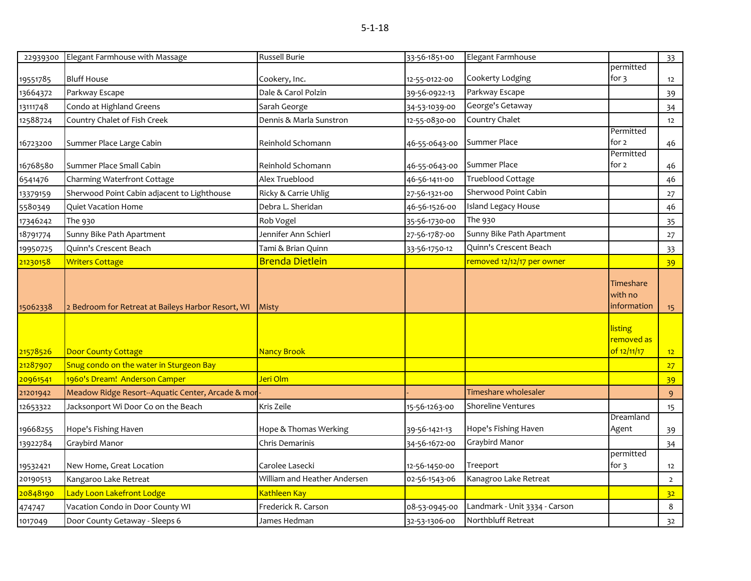5-1-18

| | | | | | | |
|---|---|---|---|---|---|---|
| 22939300 | Elegant Farmhouse with Massage | Russell Burie | 33-56-1851-00 | Elegant Farmhouse | | 33 |
| 19551785 | Bluff House | Cookery, Inc. | 12-55-0122-00 | Cookerty Lodging | permitted for 3 | 12 |
| 13664372 | Parkway Escape | Dale & Carol Polzin | 39-56-0922-13 | Parkway Escape | | 39 |
| 13111748 | Condo at Highland Greens | Sarah George | 34-53-1039-00 | George's Getaway | | 34 |
| 12588724 | Country Chalet of Fish Creek | Dennis & Marla Sunstron | 12-55-0830-00 | Country Chalet | | 12 |
| 16723200 | Summer Place Large Cabin | Reinhold Schomann | 46-55-0643-00 | Summer Place | Permitted for 2 | 46 |
| 16768580 | Summer Place Small Cabin | Reinhold Schomann | 46-55-0643-00 | Summer Place | Permitted for 2 | 46 |
| 6541476 | Charming Waterfront Cottage | Alex Trueblood | 46-56-1411-00 | Trueblood Cottage | | 46 |
| 13379159 | Sherwood Point Cabin adjacent to Lighthouse | Ricky & Carrie Uhlig | 27-56-1321-00 | Sherwood Point Cabin | | 27 |
| 5580349 | Quiet Vacation Home | Debra L. Sheridan | 46-56-1526-00 | Island Legacy House | | 46 |
| 17346242 | The 930 | Rob Vogel | 35-56-1730-00 | The 930 | | 35 |
| 18791774 | Sunny Bike Path Apartment | Jennifer Ann Schierl | 27-56-1787-00 | Sunny Bike Path Apartment | | 27 |
| 19950725 | Quinn's Crescent Beach | Tami & Brian Quinn | 33-56-1750-12 | Quinn's Crescent Beach | | 33 |
| 21230158 | Writers Cottage | Brenda Dietlein | | removed 12/12/17 per owner | | 39 |
| 15062338 | 2 Bedroom for Retreat at Baileys Harbor Resort, WI | Misty | | | Timeshare with no information | 15 |
| 21578526 | Door County Cottage | Nancy Brook | | | listing removed as of 12/11/17 | 12 |
| 21287907 | Snug condo on the water in Sturgeon Bay | | | | | 27 |
| 20961541 | 1960's Dream! Anderson Camper | Jeri Olm | | | | 39 |
| 21201942 | Meadow Ridge Resort--Aquatic Center, Arcade & mor | - | - | Timeshare wholesaler | | 9 |
| 12653322 | Jacksonport Wi Door Co on the Beach | Kris Zeile | 15-56-1263-00 | Shoreline Ventures | | 15 |
| 19668255 | Hope's Fishing Haven | Hope & Thomas Werking | 39-56-1421-13 | Hope's Fishing Haven | Dreamland Agent | 39 |
| 13922784 | Graybird Manor | Chris Demarinis | 34-56-1672-00 | Graybird Manor | | 34 |
| 19532421 | New Home, Great Location | Carolee Lasecki | 12-56-1450-00 | Treeport | permitted for 3 | 12 |
| 20190513 | Kangaroo Lake Retreat | William and Heather Andersen | 02-56-1543-06 | Kanagroo Lake Retreat | | 2 |
| 20848190 | Lady Loon Lakefront Lodge | Kathleen Kay | | | | 32 |
| 474747 | Vacation Condo in Door County WI | Frederick R. Carson | 08-53-0945-00 | Landmark - Unit 3334 - Carson | | 8 |
| 1017049 | Door County Getaway - Sleeps 6 | James Hedman | 32-53-1306-00 | Northbluff Retreat | | 32 |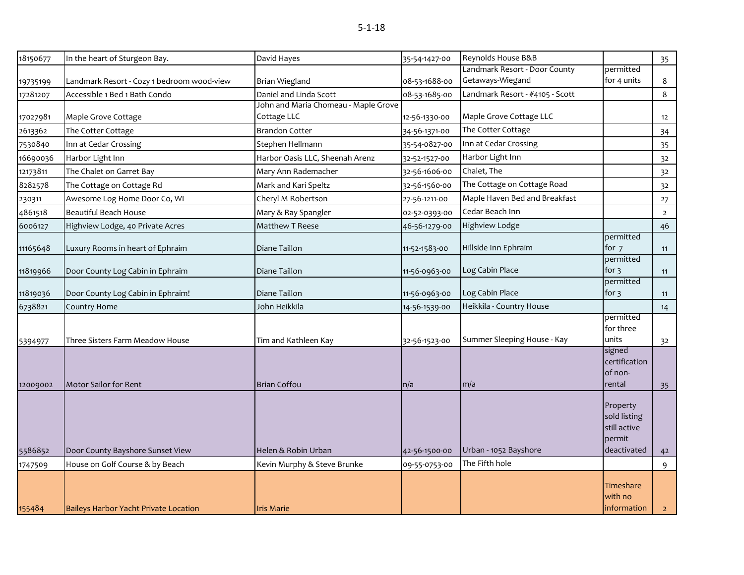5-1-18

| | | | | | | |
|---|---|---|---|---|---|---|
| 18150677 | In the heart of Sturgeon Bay. | David Hayes | 35-54-1427-00 | Reynolds House B&B | | 35 |
| 19735199 | Landmark Resort - Cozy 1 bedroom wood-view | Brian Wiegland | 08-53-1688-00 | Landmark Resort - Door County Getaways-Wiegand | permitted for 4 units | 8 |
| 17281207 | Accessible 1 Bed 1 Bath Condo | Daniel and Linda Scott | 08-53-1685-00 | Landmark Resort - #4105 - Scott | | 8 |
| 17027981 | Maple Grove Cottage | John and Maria Chomeau - Maple Grove Cottage LLC | 12-56-1330-00 | Maple Grove Cottage LLC | | 12 |
| 2613362 | The Cotter Cottage | Brandon Cotter | 34-56-1371-00 | The Cotter Cottage | | 34 |
| 7530840 | Inn at Cedar Crossing | Stephen Hellmann | 35-54-0827-00 | Inn at Cedar Crossing | | 35 |
| 16690036 | Harbor Light Inn | Harbor Oasis LLC, Sheenah Arenz | 32-52-1527-00 | Harbor Light Inn | | 32 |
| 12173811 | The Chalet on Garret Bay | Mary Ann Rademacher | 32-56-1606-00 | Chalet, The | | 32 |
| 8282578 | The Cottage on Cottage Rd | Mark and Kari Speltz | 32-56-1560-00 | The Cottage on Cottage Road | | 32 |
| 230311 | Awesome Log Home Door Co, WI | Cheryl M Robertson | 27-56-1211-00 | Maple Haven Bed and Breakfast | | 27 |
| 4861518 | Beautiful Beach House | Mary & Ray Spangler | 02-52-0393-00 | Cedar Beach Inn | | 2 |
| 6006127 | Highview Lodge, 40 Private Acres | Matthew T Reese | 46-56-1279-00 | Highview Lodge | | 46 |
| 11165648 | Luxury Rooms in heart of Ephraim | Diane Taillon | 11-52-1583-00 | Hillside Inn Ephraim | permitted for 7 | 11 |
| 11819966 | Door County Log Cabin in Ephraim | Diane Taillon | 11-56-0963-00 | Log Cabin Place | permitted for 3 | 11 |
| 11819036 | Door County Log Cabin in Ephraim! | Diane Taillon | 11-56-0963-00 | Log Cabin Place | permitted for 3 | 11 |
| 6738821 | Country Home | John Heikkila | 14-56-1539-00 | Heikkila - Country House | | 14 |
| 5394977 | Three Sisters Farm Meadow House | Tim and Kathleen Kay | 32-56-1523-00 | Summer Sleeping House - Kay | permitted for three units | 32 |
| 12009002 | Motor Sailor for Rent | Brian Coffou | n/a | m/a | signed certification of non-rental | 35 |
| 5586852 | Door County Bayshore Sunset View | Helen & Robin Urban | 42-56-1500-00 | Urban - 1052 Bayshore | Property sold listing still active permit deactivated | 42 |
| 1747509 | House on Golf Course & by Beach | Kevin Murphy & Steve Brunke | 09-55-0753-00 | The Fifth hole | | 9 |
| 155484 | Baileys Harbor Yacht Private Location | Iris Marie | | | Timeshare with no information | 2 |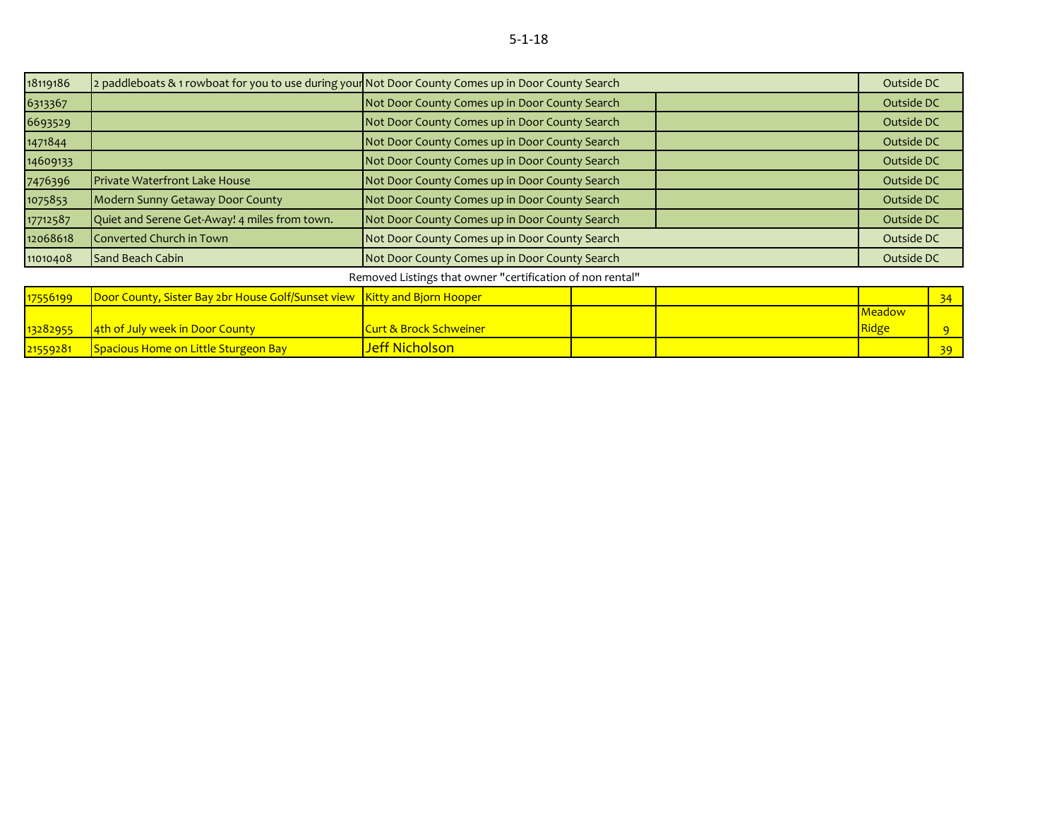| | | | | | | |
|---|---|---|---|---|---|---|
| 18119186 | 2 paddleboats & 1 rowboat for you to use during your | Not Door County Comes up in Door County Search | | | Outside DC | |
| 6313367 | | Not Door County Comes up in Door County Search | | | Outside DC | |
| 6693529 | | Not Door County Comes up in Door County Search | | | Outside DC | |
| 1471844 | | Not Door County Comes up in Door County Search | | | Outside DC | |
| 14609133 | | Not Door County Comes up in Door County Search | | | Outside DC | |
| 7476396 | Private Waterfront Lake House | Not Door County Comes up in Door County Search | | | Outside DC | |
| 1075853 | Modern Sunny Getaway Door County | Not Door County Comes up in Door County Search | | | Outside DC | |
| 17712587 | Quiet and Serene Get-Away! 4 miles from town. | Not Door County Comes up in Door County Search | | | Outside DC | |
| 12068618 | Converted Church in Town | Not Door County Comes up in Door County Search | | | Outside DC | |
| 11010408 | Sand Beach Cabin | Not Door County Comes up in Door County Search | | | Outside DC | |

Removed Listings that owner "certification of non rental"

| | | | | | | |
|---|---|---|---|---|---|---|
| 17556199 | Door County, Sister Bay 2br House Golf/Sunset view | Kitty and Bjorn Hooper | | | | 34 |
| 13282955 | 4th of July week in Door County | Curt & Brock Schweiner | | | Meadow Ridge | 9 |
| 21559281 | Spacious Home on Little Sturgeon Bay | Jeff Nicholson | | | | 39 |